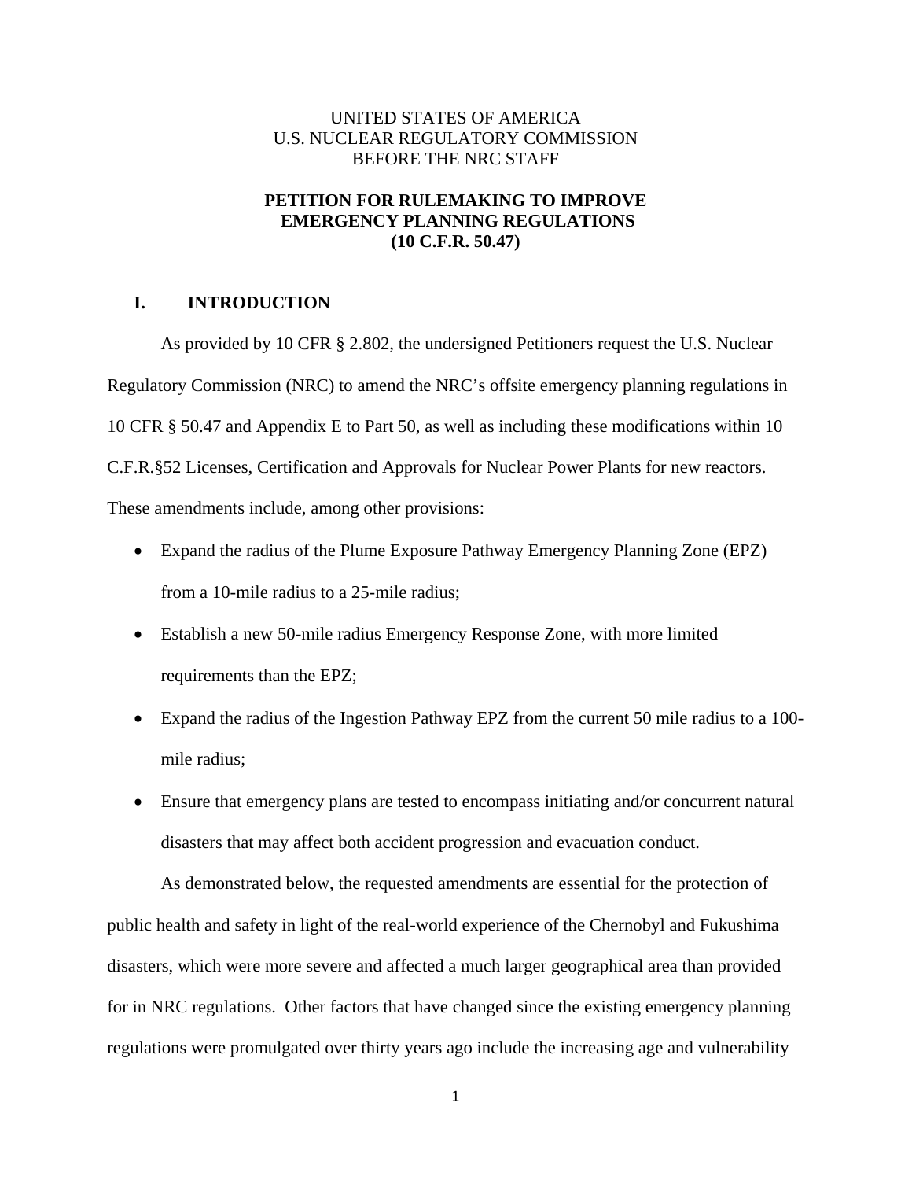UNITED STATES OF AMERICA
U.S. NUCLEAR REGULATORY COMMISSION
BEFORE THE NRC STAFF

# PETITION FOR RULEMAKING TO IMPROVE EMERGENCY PLANNING REGULATIONS (10 C.F.R. 50.47)

## I. INTRODUCTION

As provided by 10 CFR § 2.802, the undersigned Petitioners request the U.S. Nuclear Regulatory Commission (NRC) to amend the NRC's offsite emergency planning regulations in 10 CFR § 50.47 and Appendix E to Part 50, as well as including these modifications within 10 C.F.R.§52 Licenses, Certification and Approvals for Nuclear Power Plants for new reactors. These amendments include, among other provisions:

- Expand the radius of the Plume Exposure Pathway Emergency Planning Zone (EPZ) from a 10-mile radius to a 25-mile radius;
- Establish a new 50-mile radius Emergency Response Zone, with more limited requirements than the EPZ;
- Expand the radius of the Ingestion Pathway EPZ from the current 50 mile radius to a 100-mile radius;
- Ensure that emergency plans are tested to encompass initiating and/or concurrent natural disasters that may affect both accident progression and evacuation conduct.

As demonstrated below, the requested amendments are essential for the protection of public health and safety in light of the real-world experience of the Chernobyl and Fukushima disasters, which were more severe and affected a much larger geographical area than provided for in NRC regulations. Other factors that have changed since the existing emergency planning regulations were promulgated over thirty years ago include the increasing age and vulnerability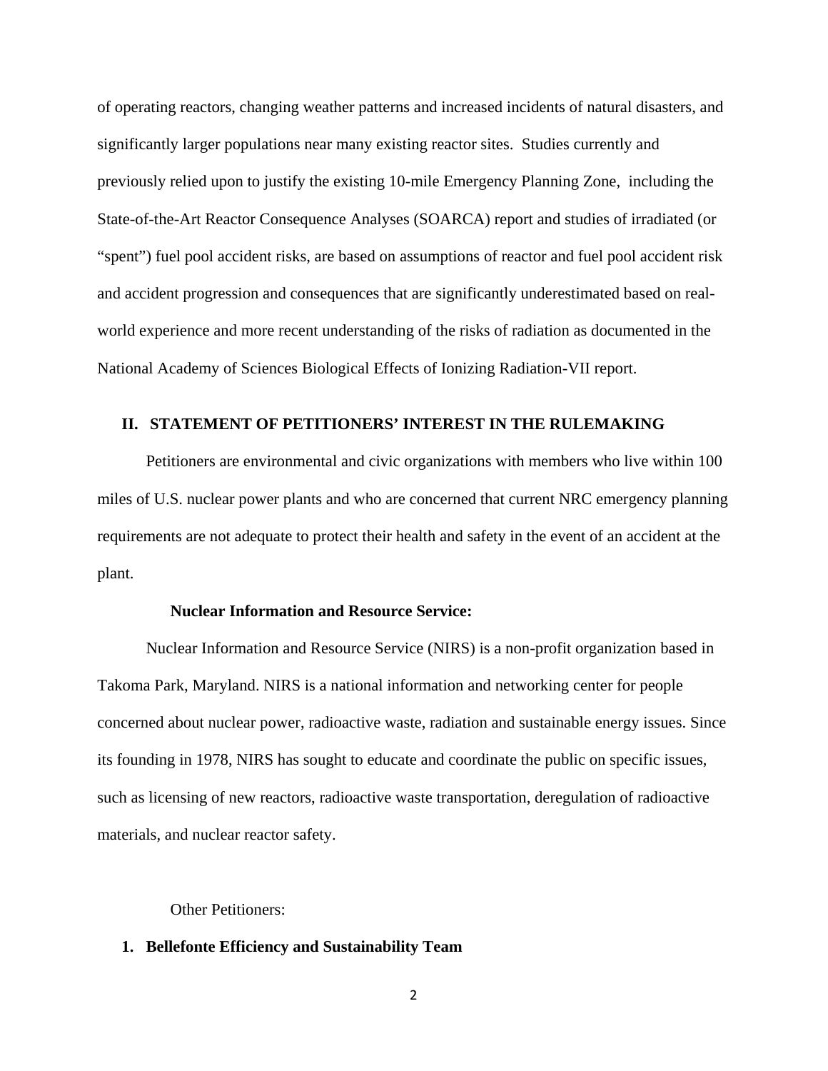of operating reactors, changing weather patterns and increased incidents of natural disasters, and significantly larger populations near many existing reactor sites. Studies currently and previously relied upon to justify the existing 10-mile Emergency Planning Zone, including the State-of-the-Art Reactor Consequence Analyses (SOARCA) report and studies of irradiated (or "spent") fuel pool accident risks, are based on assumptions of reactor and fuel pool accident risk and accident progression and consequences that are significantly underestimated based on real-world experience and more recent understanding of the risks of radiation as documented in the National Academy of Sciences Biological Effects of Ionizing Radiation-VII report.

## II. STATEMENT OF PETITIONERS' INTEREST IN THE RULEMAKING

Petitioners are environmental and civic organizations with members who live within 100 miles of U.S. nuclear power plants and who are concerned that current NRC emergency planning requirements are not adequate to protect their health and safety in the event of an accident at the plant.

**Nuclear Information and Resource Service:**

Nuclear Information and Resource Service (NIRS) is a non-profit organization based in Takoma Park, Maryland. NIRS is a national information and networking center for people concerned about nuclear power, radioactive waste, radiation and sustainable energy issues. Since its founding in 1978, NIRS has sought to educate and coordinate the public on specific issues, such as licensing of new reactors, radioactive waste transportation, deregulation of radioactive materials, and nuclear reactor safety.

Other Petitioners:

1. **Bellefonte Efficiency and Sustainability Team**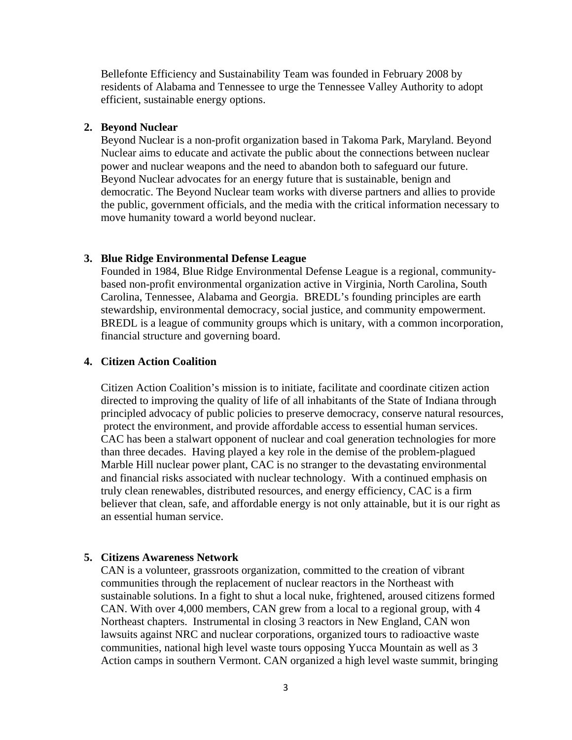Bellefonte Efficiency and Sustainability Team was founded in February 2008 by residents of Alabama and Tennessee to urge the Tennessee Valley Authority to adopt efficient, sustainable energy options.

2. **Beyond Nuclear**

   Beyond Nuclear is a non-profit organization based in Takoma Park, Maryland. Beyond Nuclear aims to educate and activate the public about the connections between nuclear power and nuclear weapons and the need to abandon both to safeguard our future. Beyond Nuclear advocates for an energy future that is sustainable, benign and democratic. The Beyond Nuclear team works with diverse partners and allies to provide the public, government officials, and the media with the critical information necessary to move humanity toward a world beyond nuclear.

3. **Blue Ridge Environmental Defense League**

   Founded in 1984, Blue Ridge Environmental Defense League is a regional, community-based non-profit environmental organization active in Virginia, North Carolina, South Carolina, Tennessee, Alabama and Georgia. BREDL's founding principles are earth stewardship, environmental democracy, social justice, and community empowerment. BREDL is a league of community groups which is unitary, with a common incorporation, financial structure and governing board.

4. **Citizen Action Coalition**

   Citizen Action Coalition's mission is to initiate, facilitate and coordinate citizen action directed to improving the quality of life of all inhabitants of the State of Indiana through principled advocacy of public policies to preserve democracy, conserve natural resources, protect the environment, and provide affordable access to essential human services. CAC has been a stalwart opponent of nuclear and coal generation technologies for more than three decades. Having played a key role in the demise of the problem-plagued Marble Hill nuclear power plant, CAC is no stranger to the devastating environmental and financial risks associated with nuclear technology. With a continued emphasis on truly clean renewables, distributed resources, and energy efficiency, CAC is a firm believer that clean, safe, and affordable energy is not only attainable, but it is our right as an essential human service.

5. **Citizens Awareness Network**

   CAN is a volunteer, grassroots organization, committed to the creation of vibrant communities through the replacement of nuclear reactors in the Northeast with sustainable solutions. In a fight to shut a local nuke, frightened, aroused citizens formed CAN. With over 4,000 members, CAN grew from a local to a regional group, with 4 Northeast chapters. Instrumental in closing 3 reactors in New England, CAN won lawsuits against NRC and nuclear corporations, organized tours to radioactive waste communities, national high level waste tours opposing Yucca Mountain as well as 3 Action camps in southern Vermont. CAN organized a high level waste summit, bringing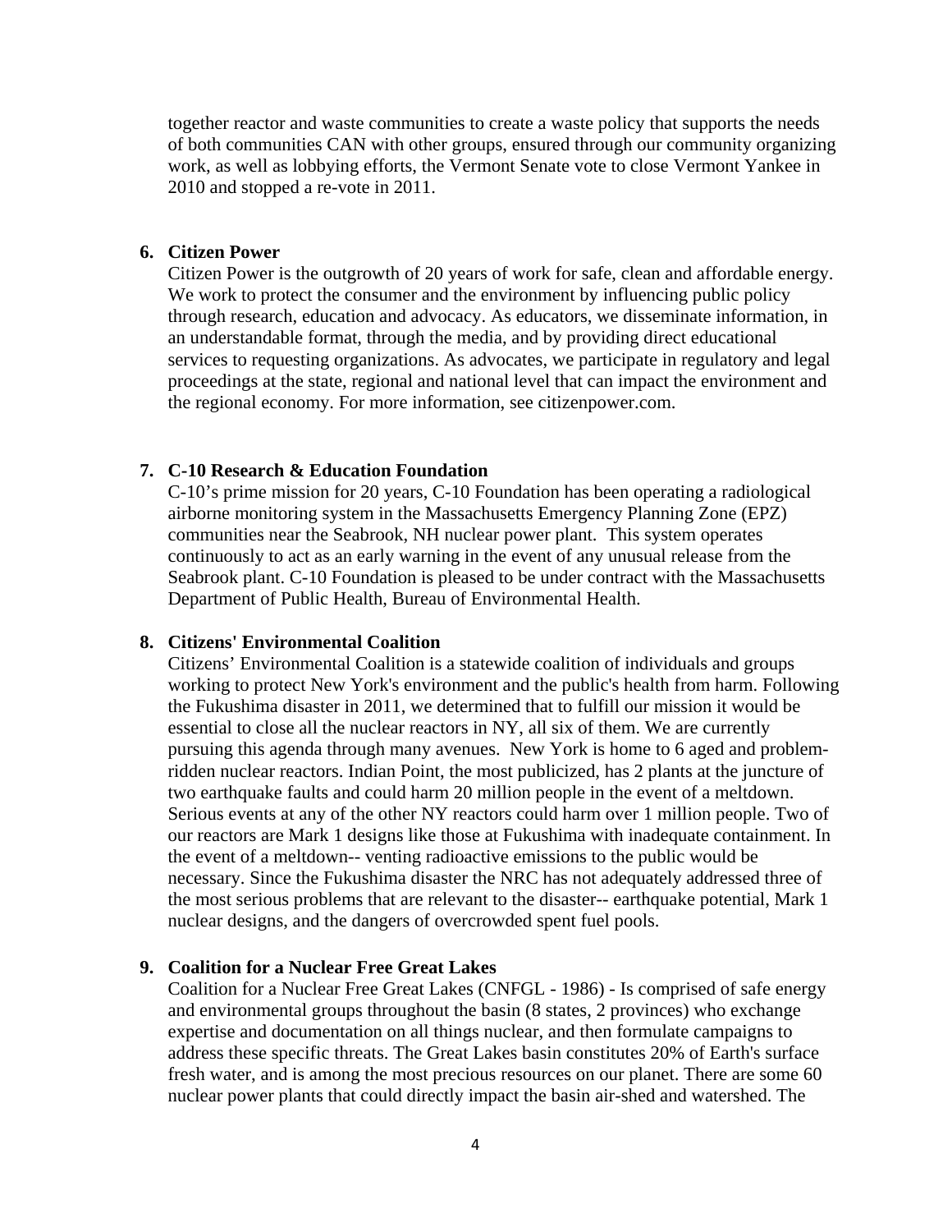together reactor and waste communities to create a waste policy that supports the needs of both communities CAN with other groups, ensured through our community organizing work, as well as lobbying efforts, the Vermont Senate vote to close Vermont Yankee in 2010 and stopped a re-vote in 2011.

6. **Citizen Power**

   Citizen Power is the outgrowth of 20 years of work for safe, clean and affordable energy. We work to protect the consumer and the environment by influencing public policy through research, education and advocacy. As educators, we disseminate information, in an understandable format, through the media, and by providing direct educational services to requesting organizations. As advocates, we participate in regulatory and legal proceedings at the state, regional and national level that can impact the environment and the regional economy. For more information, see citizenpower.com.

7. **C-10 Research & Education Foundation**

   C-10's prime mission for 20 years, C-10 Foundation has been operating a radiological airborne monitoring system in the Massachusetts Emergency Planning Zone (EPZ) communities near the Seabrook, NH nuclear power plant. This system operates continuously to act as an early warning in the event of any unusual release from the Seabrook plant. C-10 Foundation is pleased to be under contract with the Massachusetts Department of Public Health, Bureau of Environmental Health.

8. **Citizens' Environmental Coalition**

   Citizens' Environmental Coalition is a statewide coalition of individuals and groups working to protect New York's environment and the public's health from harm. Following the Fukushima disaster in 2011, we determined that to fulfill our mission it would be essential to close all the nuclear reactors in NY, all six of them. We are currently pursuing this agenda through many avenues. New York is home to 6 aged and problem-ridden nuclear reactors. Indian Point, the most publicized, has 2 plants at the juncture of two earthquake faults and could harm 20 million people in the event of a meltdown. Serious events at any of the other NY reactors could harm over 1 million people. Two of our reactors are Mark 1 designs like those at Fukushima with inadequate containment. In the event of a meltdown-- venting radioactive emissions to the public would be necessary. Since the Fukushima disaster the NRC has not adequately addressed three of the most serious problems that are relevant to the disaster-- earthquake potential, Mark 1 nuclear designs, and the dangers of overcrowded spent fuel pools.

9. **Coalition for a Nuclear Free Great Lakes**

   Coalition for a Nuclear Free Great Lakes (CNFGL - 1986) - Is comprised of safe energy and environmental groups throughout the basin (8 states, 2 provinces) who exchange expertise and documentation on all things nuclear, and then formulate campaigns to address these specific threats. The Great Lakes basin constitutes 20% of Earth's surface fresh water, and is among the most precious resources on our planet. There are some 60 nuclear power plants that could directly impact the basin air-shed and watershed. The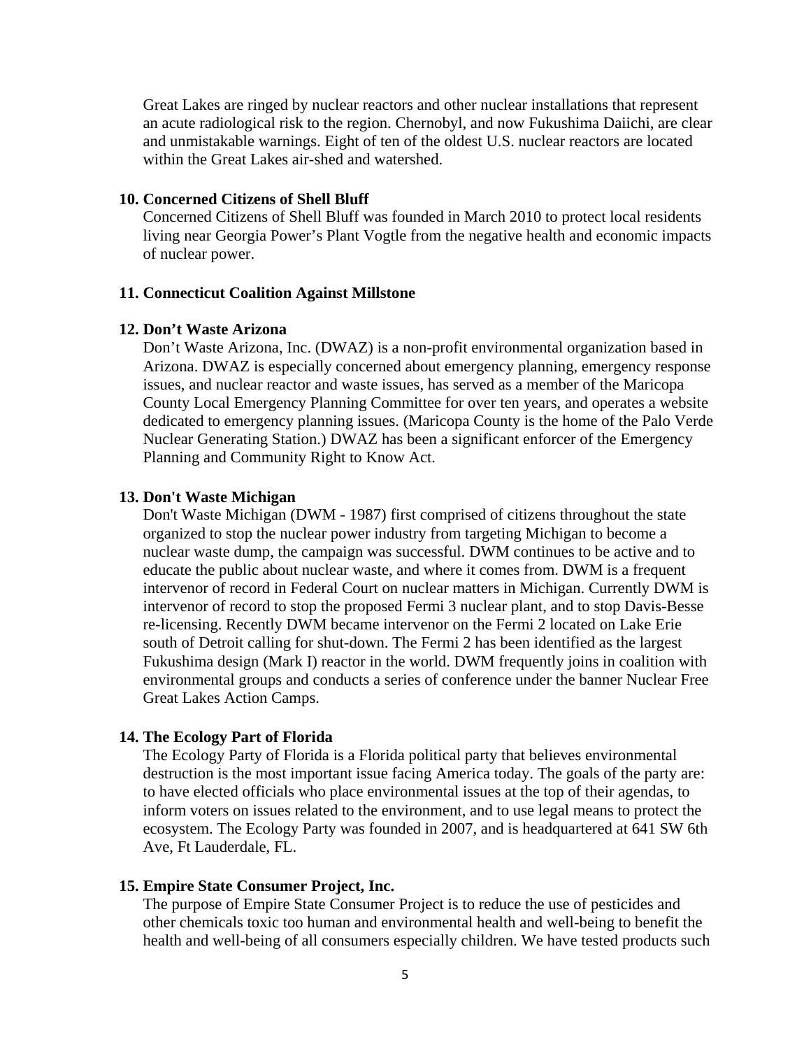Great Lakes are ringed by nuclear reactors and other nuclear installations that represent an acute radiological risk to the region. Chernobyl, and now Fukushima Daiichi, are clear and unmistakable warnings. Eight of ten of the oldest U.S. nuclear reactors are located within the Great Lakes air-shed and watershed.

**10. Concerned Citizens of Shell Bluff**

Concerned Citizens of Shell Bluff was founded in March 2010 to protect local residents living near Georgia Power's Plant Vogtle from the negative health and economic impacts of nuclear power.

**11. Connecticut Coalition Against Millstone**

**12. Don't Waste Arizona**

Don't Waste Arizona, Inc. (DWAZ) is a non-profit environmental organization based in Arizona. DWAZ is especially concerned about emergency planning, emergency response issues, and nuclear reactor and waste issues, has served as a member of the Maricopa County Local Emergency Planning Committee for over ten years, and operates a website dedicated to emergency planning issues. (Maricopa County is the home of the Palo Verde Nuclear Generating Station.) DWAZ has been a significant enforcer of the Emergency Planning and Community Right to Know Act.

**13. Don't Waste Michigan**

Don't Waste Michigan (DWM - 1987) first comprised of citizens throughout the state organized to stop the nuclear power industry from targeting Michigan to become a nuclear waste dump, the campaign was successful. DWM continues to be active and to educate the public about nuclear waste, and where it comes from. DWM is a frequent intervenor of record in Federal Court on nuclear matters in Michigan. Currently DWM is intervenor of record to stop the proposed Fermi 3 nuclear plant, and to stop Davis-Besse re-licensing. Recently DWM became intervenor on the Fermi 2 located on Lake Erie south of Detroit calling for shut-down. The Fermi 2 has been identified as the largest Fukushima design (Mark I) reactor in the world. DWM frequently joins in coalition with environmental groups and conducts a series of conference under the banner Nuclear Free Great Lakes Action Camps.

**14. The Ecology Part of Florida**

The Ecology Party of Florida is a Florida political party that believes environmental destruction is the most important issue facing America today. The goals of the party are: to have elected officials who place environmental issues at the top of their agendas, to inform voters on issues related to the environment, and to use legal means to protect the ecosystem. The Ecology Party was founded in 2007, and is headquartered at 641 SW 6th Ave, Ft Lauderdale, FL.

**15. Empire State Consumer Project, Inc.**

The purpose of Empire State Consumer Project is to reduce the use of pesticides and other chemicals toxic too human and environmental health and well-being to benefit the health and well-being of all consumers especially children. We have tested products such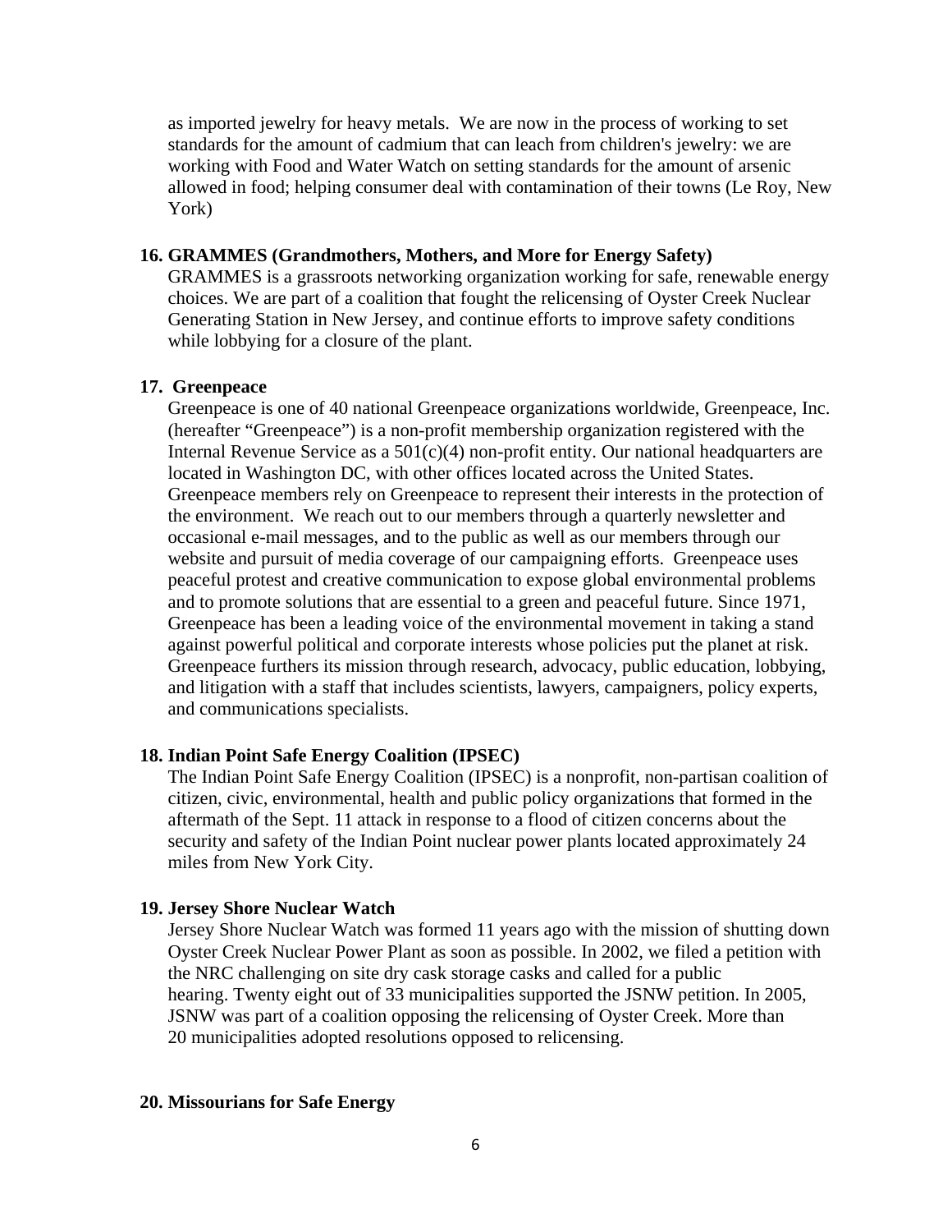as imported jewelry for heavy metals. We are now in the process of working to set standards for the amount of cadmium that can leach from children's jewelry: we are working with Food and Water Watch on setting standards for the amount of arsenic allowed in food; helping consumer deal with contamination of their towns (Le Roy, New York)

**16. GRAMMES (Grandmothers, Mothers, and More for Energy Safety)**

GRAMMES is a grassroots networking organization working for safe, renewable energy choices. We are part of a coalition that fought the relicensing of Oyster Creek Nuclear Generating Station in New Jersey, and continue efforts to improve safety conditions while lobbying for a closure of the plant.

**17. Greenpeace**

Greenpeace is one of 40 national Greenpeace organizations worldwide, Greenpeace, Inc. (hereafter "Greenpeace") is a non-profit membership organization registered with the Internal Revenue Service as a 501(c)(4) non-profit entity. Our national headquarters are located in Washington DC, with other offices located across the United States. Greenpeace members rely on Greenpeace to represent their interests in the protection of the environment. We reach out to our members through a quarterly newsletter and occasional e-mail messages, and to the public as well as our members through our website and pursuit of media coverage of our campaigning efforts. Greenpeace uses peaceful protest and creative communication to expose global environmental problems and to promote solutions that are essential to a green and peaceful future. Since 1971, Greenpeace has been a leading voice of the environmental movement in taking a stand against powerful political and corporate interests whose policies put the planet at risk. Greenpeace furthers its mission through research, advocacy, public education, lobbying, and litigation with a staff that includes scientists, lawyers, campaigners, policy experts, and communications specialists.

**18. Indian Point Safe Energy Coalition (IPSEC)**

The Indian Point Safe Energy Coalition (IPSEC) is a nonprofit, non-partisan coalition of citizen, civic, environmental, health and public policy organizations that formed in the aftermath of the Sept. 11 attack in response to a flood of citizen concerns about the security and safety of the Indian Point nuclear power plants located approximately 24 miles from New York City.

**19. Jersey Shore Nuclear Watch**

Jersey Shore Nuclear Watch was formed 11 years ago with the mission of shutting down Oyster Creek Nuclear Power Plant as soon as possible. In 2002, we filed a petition with the NRC challenging on site dry cask storage casks and called for a public hearing. Twenty eight out of 33 municipalities supported the JSNW petition. In 2005, JSNW was part of a coalition opposing the relicensing of Oyster Creek. More than 20 municipalities adopted resolutions opposed to relicensing.

**20. Missourians for Safe Energy**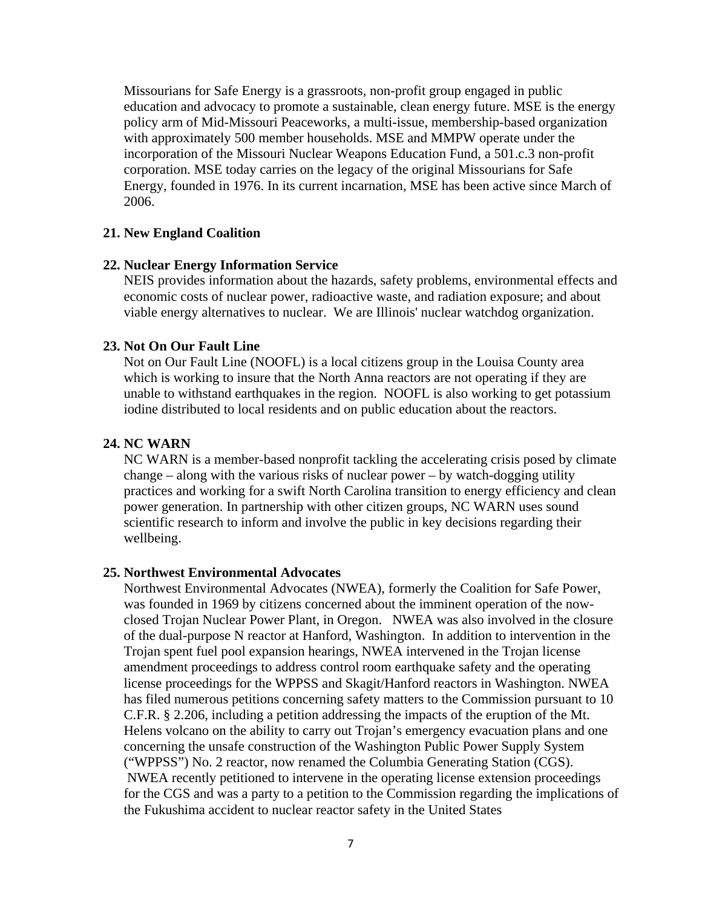Missourians for Safe Energy is a grassroots, non-profit group engaged in public education and advocacy to promote a sustainable, clean energy future. MSE is the energy policy arm of Mid-Missouri Peaceworks, a multi-issue, membership-based organization with approximately 500 member households. MSE and MMPW operate under the incorporation of the Missouri Nuclear Weapons Education Fund, a 501.c.3 non-profit corporation. MSE today carries on the legacy of the original Missourians for Safe Energy, founded in 1976. In its current incarnation, MSE has been active since March of 2006.

**21. New England Coalition**

**22. Nuclear Energy Information Service**

NEIS provides information about the hazards, safety problems, environmental effects and economic costs of nuclear power, radioactive waste, and radiation exposure; and about viable energy alternatives to nuclear. We are Illinois' nuclear watchdog organization.

**23. Not On Our Fault Line**

Not on Our Fault Line (NOOFL) is a local citizens group in the Louisa County area which is working to insure that the North Anna reactors are not operating if they are unable to withstand earthquakes in the region. NOOFL is also working to get potassium iodine distributed to local residents and on public education about the reactors.

**24. NC WARN**

NC WARN is a member-based nonprofit tackling the accelerating crisis posed by climate change – along with the various risks of nuclear power – by watch-dogging utility practices and working for a swift North Carolina transition to energy efficiency and clean power generation. In partnership with other citizen groups, NC WARN uses sound scientific research to inform and involve the public in key decisions regarding their wellbeing.

**25. Northwest Environmental Advocates**

Northwest Environmental Advocates (NWEA), formerly the Coalition for Safe Power, was founded in 1969 by citizens concerned about the imminent operation of the now-closed Trojan Nuclear Power Plant, in Oregon. NWEA was also involved in the closure of the dual-purpose N reactor at Hanford, Washington. In addition to intervention in the Trojan spent fuel pool expansion hearings, NWEA intervened in the Trojan license amendment proceedings to address control room earthquake safety and the operating license proceedings for the WPPSS and Skagit/Hanford reactors in Washington. NWEA has filed numerous petitions concerning safety matters to the Commission pursuant to 10 C.F.R. § 2.206, including a petition addressing the impacts of the eruption of the Mt. Helens volcano on the ability to carry out Trojan's emergency evacuation plans and one concerning the unsafe construction of the Washington Public Power Supply System ("WPPSS") No. 2 reactor, now renamed the Columbia Generating Station (CGS). NWEA recently petitioned to intervene in the operating license extension proceedings for the CGS and was a party to a petition to the Commission regarding the implications of the Fukushima accident to nuclear reactor safety in the United States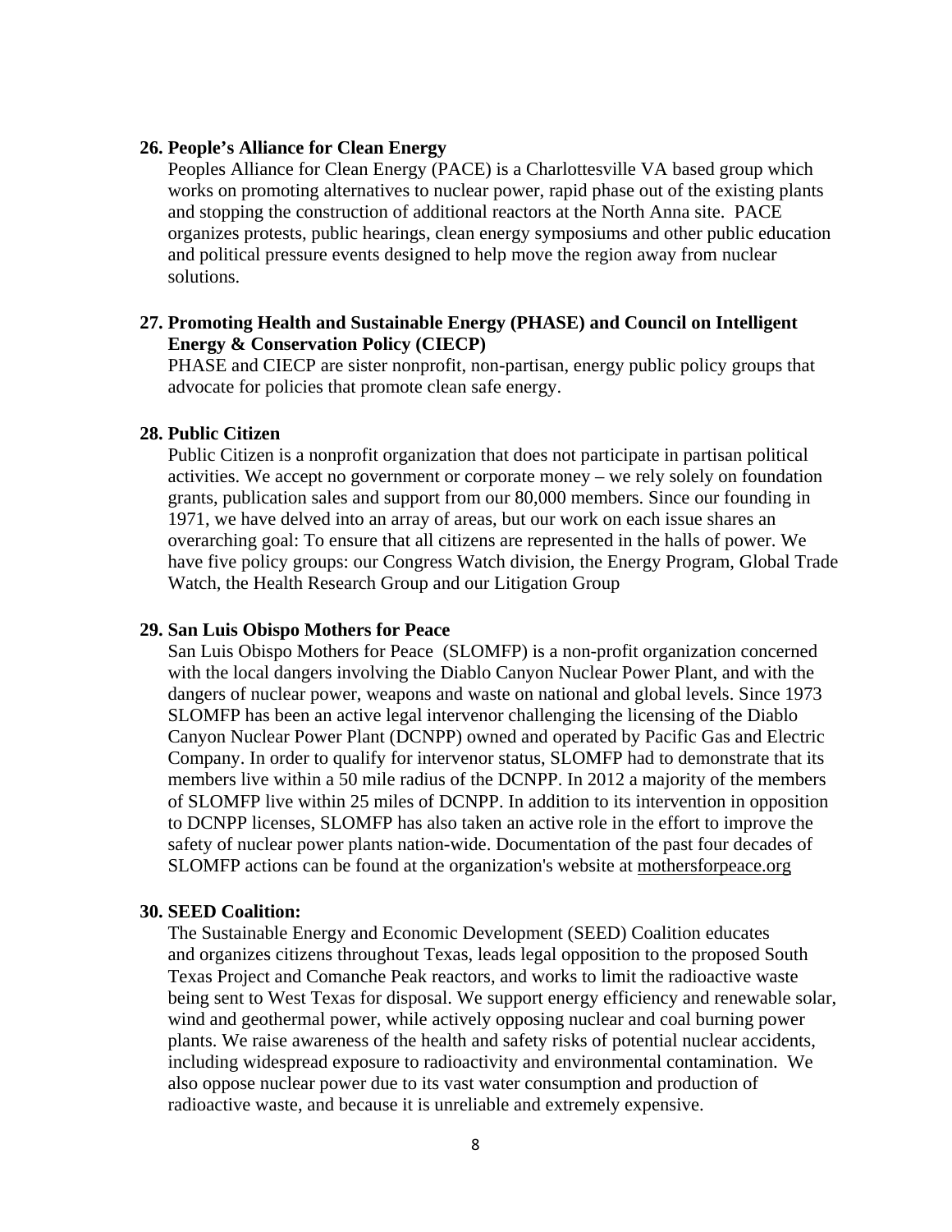**26. People’s Alliance for Clean Energy**

Peoples Alliance for Clean Energy (PACE) is a Charlottesville VA based group which works on promoting alternatives to nuclear power, rapid phase out of the existing plants and stopping the construction of additional reactors at the North Anna site. PACE organizes protests, public hearings, clean energy symposiums and other public education and political pressure events designed to help move the region away from nuclear solutions.

**27. Promoting Health and Sustainable Energy (PHASE) and Council on Intelligent Energy & Conservation Policy (CIECP)**

PHASE and CIECP are sister nonprofit, non-partisan, energy public policy groups that advocate for policies that promote clean safe energy.

**28. Public Citizen**

Public Citizen is a nonprofit organization that does not participate in partisan political activities. We accept no government or corporate money – we rely solely on foundation grants, publication sales and support from our 80,000 members. Since our founding in 1971, we have delved into an array of areas, but our work on each issue shares an overarching goal: To ensure that all citizens are represented in the halls of power. We have five policy groups: our Congress Watch division, the Energy Program, Global Trade Watch, the Health Research Group and our Litigation Group

**29. San Luis Obispo Mothers for Peace**

San Luis Obispo Mothers for Peace (SLOMFP) is a non-profit organization concerned with the local dangers involving the Diablo Canyon Nuclear Power Plant, and with the dangers of nuclear power, weapons and waste on national and global levels. Since 1973 SLOMFP has been an active legal intervenor challenging the licensing of the Diablo Canyon Nuclear Power Plant (DCNPP) owned and operated by Pacific Gas and Electric Company. In order to qualify for intervenor status, SLOMFP had to demonstrate that its members live within a 50 mile radius of the DCNPP. In 2012 a majority of the members of SLOMFP live within 25 miles of DCNPP. In addition to its intervention in opposition to DCNPP licenses, SLOMFP has also taken an active role in the effort to improve the safety of nuclear power plants nation-wide. Documentation of the past four decades of SLOMFP actions can be found at the organization's website at mothersforpeace.org

**30. SEED Coalition:**

The Sustainable Energy and Economic Development (SEED) Coalition educates and organizes citizens throughout Texas, leads legal opposition to the proposed South Texas Project and Comanche Peak reactors, and works to limit the radioactive waste being sent to West Texas for disposal. We support energy efficiency and renewable solar, wind and geothermal power, while actively opposing nuclear and coal burning power plants. We raise awareness of the health and safety risks of potential nuclear accidents, including widespread exposure to radioactivity and environmental contamination. We also oppose nuclear power due to its vast water consumption and production of radioactive waste, and because it is unreliable and extremely expensive.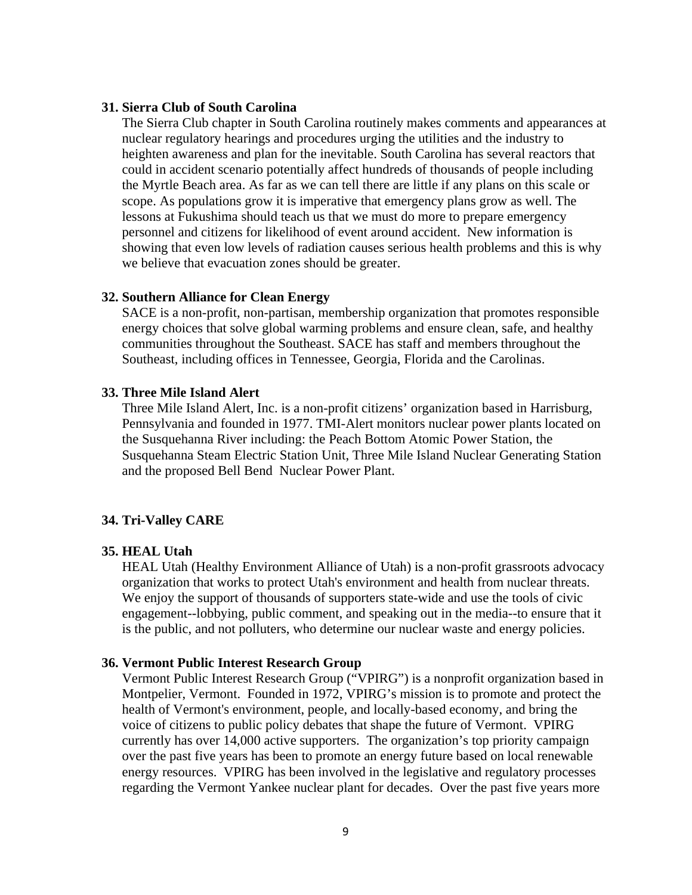**31. Sierra Club of South Carolina**

The Sierra Club chapter in South Carolina routinely makes comments and appearances at nuclear regulatory hearings and procedures urging the utilities and the industry to heighten awareness and plan for the inevitable. South Carolina has several reactors that could in accident scenario potentially affect hundreds of thousands of people including the Myrtle Beach area. As far as we can tell there are little if any plans on this scale or scope. As populations grow it is imperative that emergency plans grow as well. The lessons at Fukushima should teach us that we must do more to prepare emergency personnel and citizens for likelihood of event around accident. New information is showing that even low levels of radiation causes serious health problems and this is why we believe that evacuation zones should be greater.

**32. Southern Alliance for Clean Energy**

SACE is a non-profit, non-partisan, membership organization that promotes responsible energy choices that solve global warming problems and ensure clean, safe, and healthy communities throughout the Southeast. SACE has staff and members throughout the Southeast, including offices in Tennessee, Georgia, Florida and the Carolinas.

**33. Three Mile Island Alert**

Three Mile Island Alert, Inc. is a non-profit citizens' organization based in Harrisburg, Pennsylvania and founded in 1977. TMI-Alert monitors nuclear power plants located on the Susquehanna River including: the Peach Bottom Atomic Power Station, the Susquehanna Steam Electric Station Unit, Three Mile Island Nuclear Generating Station and the proposed Bell Bend Nuclear Power Plant.

**34. Tri-Valley CARE**

**35. HEAL Utah**

HEAL Utah (Healthy Environment Alliance of Utah) is a non-profit grassroots advocacy organization that works to protect Utah's environment and health from nuclear threats. We enjoy the support of thousands of supporters state-wide and use the tools of civic engagement--lobbying, public comment, and speaking out in the media--to ensure that it is the public, and not polluters, who determine our nuclear waste and energy policies.

**36. Vermont Public Interest Research Group**

Vermont Public Interest Research Group ("VPIRG") is a nonprofit organization based in Montpelier, Vermont. Founded in 1972, VPIRG's mission is to promote and protect the health of Vermont's environment, people, and locally-based economy, and bring the voice of citizens to public policy debates that shape the future of Vermont. VPIRG currently has over 14,000 active supporters. The organization's top priority campaign over the past five years has been to promote an energy future based on local renewable energy resources. VPIRG has been involved in the legislative and regulatory processes regarding the Vermont Yankee nuclear plant for decades. Over the past five years more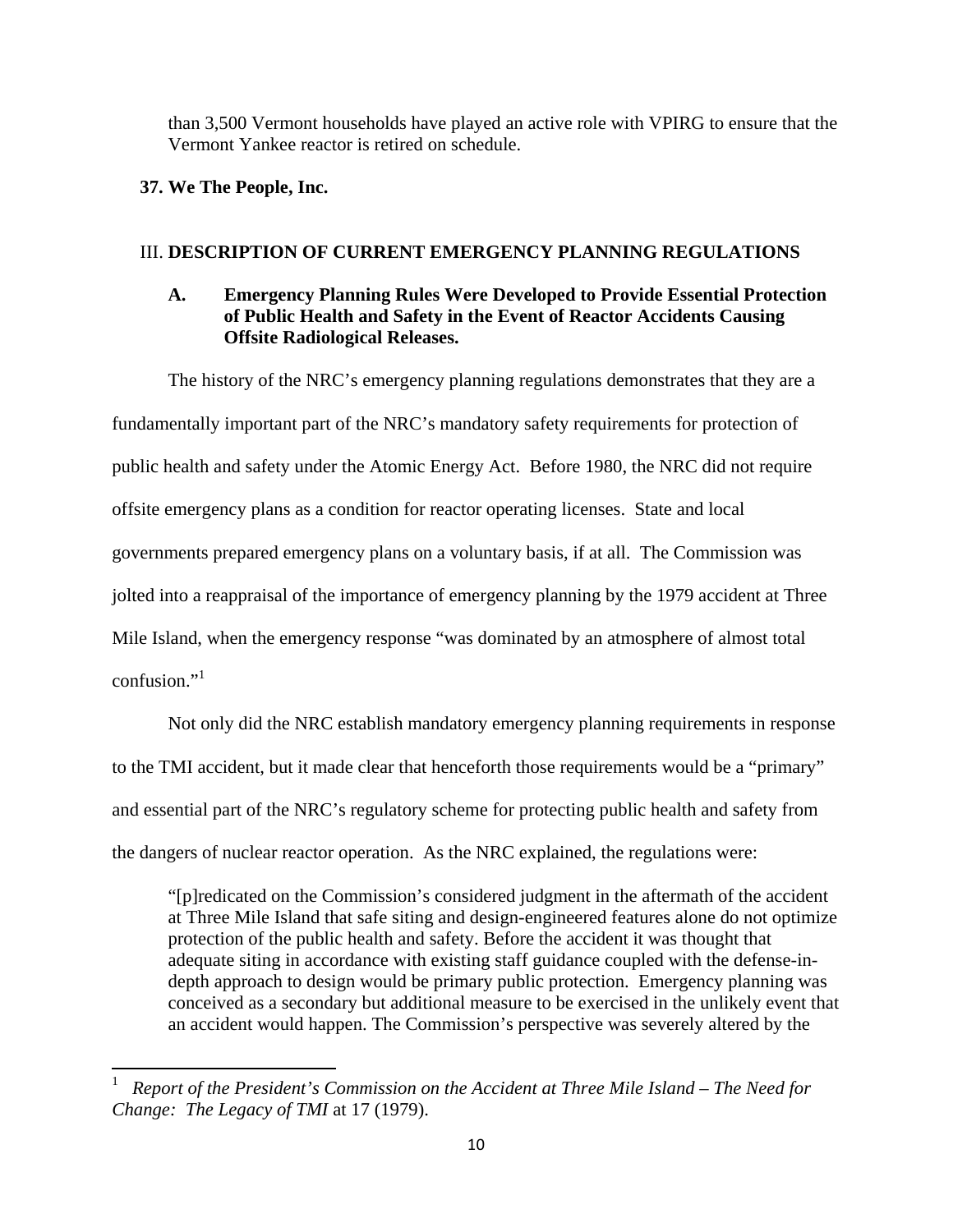than 3,500 Vermont households have played an active role with VPIRG to ensure that the Vermont Yankee reactor is retired on schedule.

**37. We The People, Inc.**

## III. DESCRIPTION OF CURRENT EMERGENCY PLANNING REGULATIONS

### A. Emergency Planning Rules Were Developed to Provide Essential Protection of Public Health and Safety in the Event of Reactor Accidents Causing Offsite Radiological Releases.

The history of the NRC's emergency planning regulations demonstrates that they are a fundamentally important part of the NRC's mandatory safety requirements for protection of public health and safety under the Atomic Energy Act. Before 1980, the NRC did not require offsite emergency plans as a condition for reactor operating licenses. State and local governments prepared emergency plans on a voluntary basis, if at all. The Commission was jolted into a reappraisal of the importance of emergency planning by the 1979 accident at Three Mile Island, when the emergency response "was dominated by an atmosphere of almost total confusion."[1]

Not only did the NRC establish mandatory emergency planning requirements in response to the TMI accident, but it made clear that henceforth those requirements would be a "primary" and essential part of the NRC's regulatory scheme for protecting public health and safety from the dangers of nuclear reactor operation. As the NRC explained, the regulations were:

> "[p]redicated on the Commission's considered judgment in the aftermath of the accident at Three Mile Island that safe siting and design-engineered features alone do not optimize protection of the public health and safety. Before the accident it was thought that adequate siting in accordance with existing staff guidance coupled with the defense-in-depth approach to design would be primary public protection. Emergency planning was conceived as a secondary but additional measure to be exercised in the unlikely event that an accident would happen. The Commission's perspective was severely altered by the

---

[1] *Report of the President's Commission on the Accident at Three Mile Island – The Need for Change: The Legacy of TMI* at 17 (1979).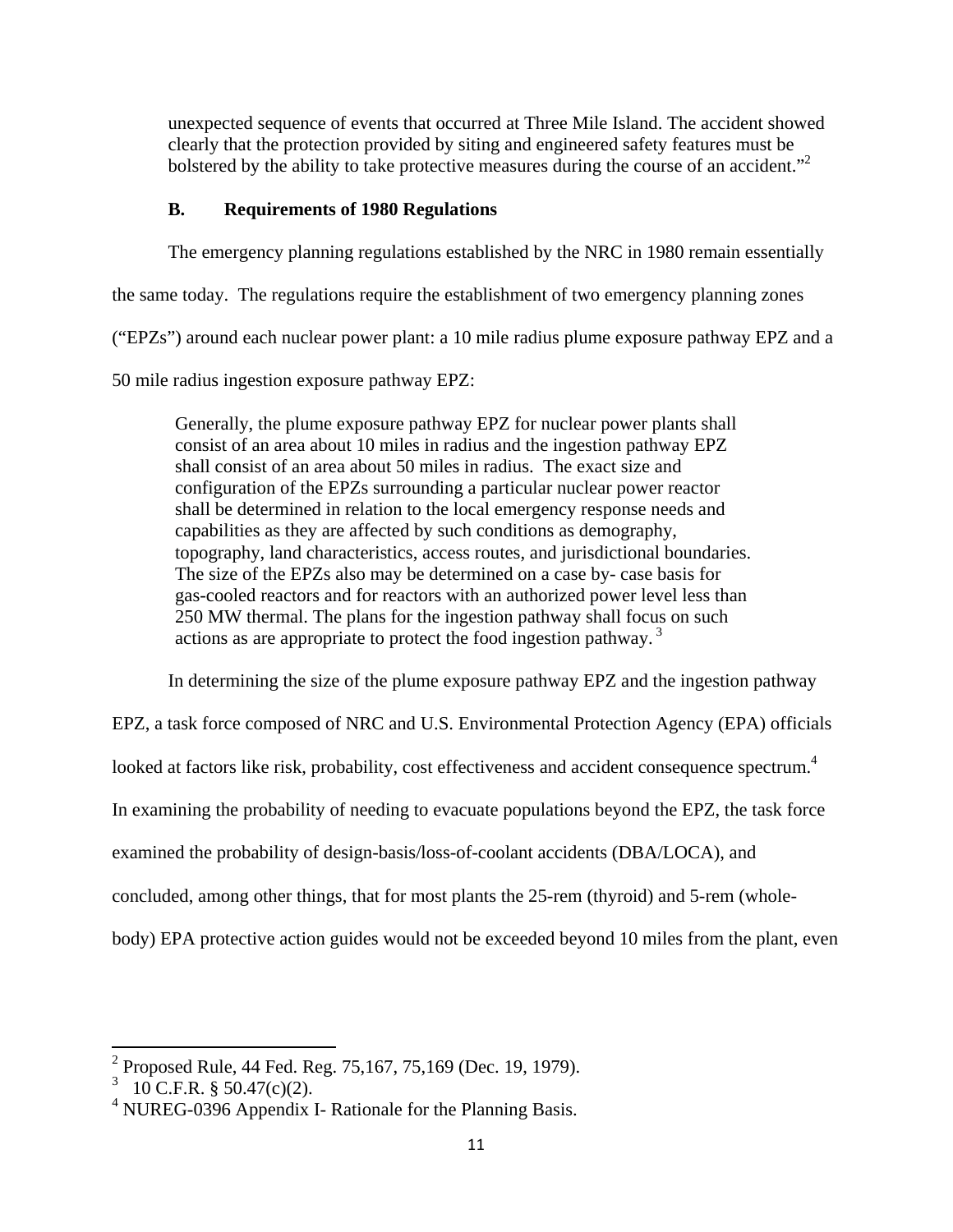> unexpected sequence of events that occurred at Three Mile Island. The accident showed clearly that the protection provided by siting and engineered safety features must be bolstered by the ability to take protective measures during the course of an accident."[2]

### B. Requirements of 1980 Regulations

The emergency planning regulations established by the NRC in 1980 remain essentially the same today. The regulations require the establishment of two emergency planning zones ("EPZs") around each nuclear power plant: a 10 mile radius plume exposure pathway EPZ and a 50 mile radius ingestion exposure pathway EPZ:

> Generally, the plume exposure pathway EPZ for nuclear power plants shall consist of an area about 10 miles in radius and the ingestion pathway EPZ shall consist of an area about 50 miles in radius. The exact size and configuration of the EPZs surrounding a particular nuclear power reactor shall be determined in relation to the local emergency response needs and capabilities as they are affected by such conditions as demography, topography, land characteristics, access routes, and jurisdictional boundaries. The size of the EPZs also may be determined on a case by- case basis for gas-cooled reactors and for reactors with an authorized power level less than 250 MW thermal. The plans for the ingestion pathway shall focus on such actions as are appropriate to protect the food ingestion pathway.[3]

In determining the size of the plume exposure pathway EPZ and the ingestion pathway EPZ, a task force composed of NRC and U.S. Environmental Protection Agency (EPA) officials looked at factors like risk, probability, cost effectiveness and accident consequence spectrum.[4] In examining the probability of needing to evacuate populations beyond the EPZ, the task force examined the probability of design-basis/loss-of-coolant accidents (DBA/LOCA), and concluded, among other things, that for most plants the 25-rem (thyroid) and 5-rem (whole-body) EPA protective action guides would not be exceeded beyond 10 miles from the plant, even

---

[2] Proposed Rule, 44 Fed. Reg. 75,167, 75,169 (Dec. 19, 1979).

[3] 10 C.F.R. § 50.47(c)(2).

[4] NUREG-0396 Appendix I- Rationale for the Planning Basis.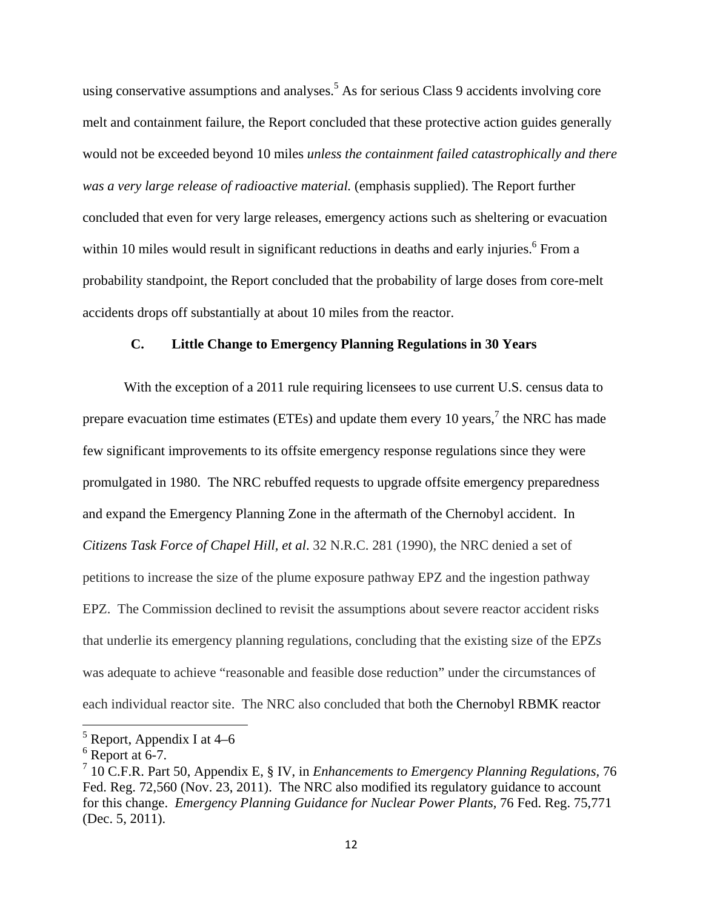using conservative assumptions and analyses.[5] As for serious Class 9 accidents involving core melt and containment failure, the Report concluded that these protective action guides generally would not be exceeded beyond 10 miles *unless the containment failed catastrophically and there was a very large release of radioactive material.* (emphasis supplied). The Report further concluded that even for very large releases, emergency actions such as sheltering or evacuation within 10 miles would result in significant reductions in deaths and early injuries.[6] From a probability standpoint, the Report concluded that the probability of large doses from core-melt accidents drops off substantially at about 10 miles from the reactor.

### C. Little Change to Emergency Planning Regulations in 30 Years

With the exception of a 2011 rule requiring licensees to use current U.S. census data to prepare evacuation time estimates (ETEs) and update them every 10 years,[7] the NRC has made few significant improvements to its offsite emergency response regulations since they were promulgated in 1980. The NRC rebuffed requests to upgrade offsite emergency preparedness and expand the Emergency Planning Zone in the aftermath of the Chernobyl accident. In *Citizens Task Force of Chapel Hill, et al*. 32 N.R.C. 281 (1990), the NRC denied a set of petitions to increase the size of the plume exposure pathway EPZ and the ingestion pathway EPZ. The Commission declined to revisit the assumptions about severe reactor accident risks that underlie its emergency planning regulations, concluding that the existing size of the EPZs was adequate to achieve "reasonable and feasible dose reduction" under the circumstances of each individual reactor site. The NRC also concluded that both the Chernobyl RBMK reactor

---

[5] Report, Appendix I at 4–6

[6] Report at 6-7.

[7] 10 C.F.R. Part 50, Appendix E, § IV, in *Enhancements to Emergency Planning Regulations*, 76 Fed. Reg. 72,560 (Nov. 23, 2011). The NRC also modified its regulatory guidance to account for this change. *Emergency Planning Guidance for Nuclear Power Plants*, 76 Fed. Reg. 75,771 (Dec. 5, 2011).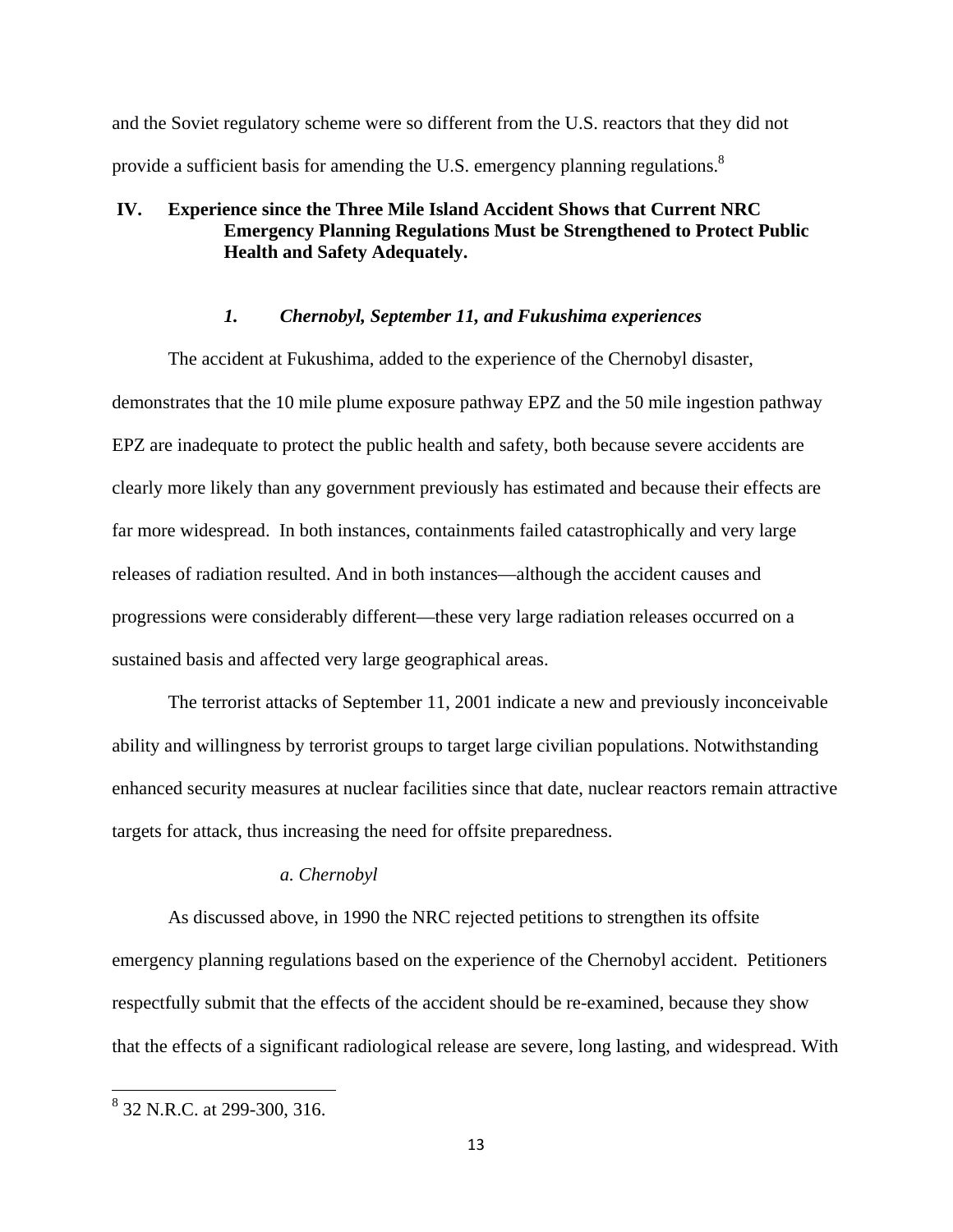and the Soviet regulatory scheme were so different from the U.S. reactors that they did not provide a sufficient basis for amending the U.S. emergency planning regulations.[8]

## IV. Experience since the Three Mile Island Accident Shows that Current NRC Emergency Planning Regulations Must be Strengthened to Protect Public Health and Safety Adequately.

### *1. Chernobyl, September 11, and Fukushima experiences*

The accident at Fukushima, added to the experience of the Chernobyl disaster, demonstrates that the 10 mile plume exposure pathway EPZ and the 50 mile ingestion pathway EPZ are inadequate to protect the public health and safety, both because severe accidents are clearly more likely than any government previously has estimated and because their effects are far more widespread. In both instances, containments failed catastrophically and very large releases of radiation resulted. And in both instances—although the accident causes and progressions were considerably different—these very large radiation releases occurred on a sustained basis and affected very large geographical areas.

The terrorist attacks of September 11, 2001 indicate a new and previously inconceivable ability and willingness by terrorist groups to target large civilian populations. Notwithstanding enhanced security measures at nuclear facilities since that date, nuclear reactors remain attractive targets for attack, thus increasing the need for offsite preparedness.

#### *a. Chernobyl*

As discussed above, in 1990 the NRC rejected petitions to strengthen its offsite emergency planning regulations based on the experience of the Chernobyl accident. Petitioners respectfully submit that the effects of the accident should be re-examined, because they show that the effects of a significant radiological release are severe, long lasting, and widespread. With

[8] 32 N.R.C. at 299-300, 316.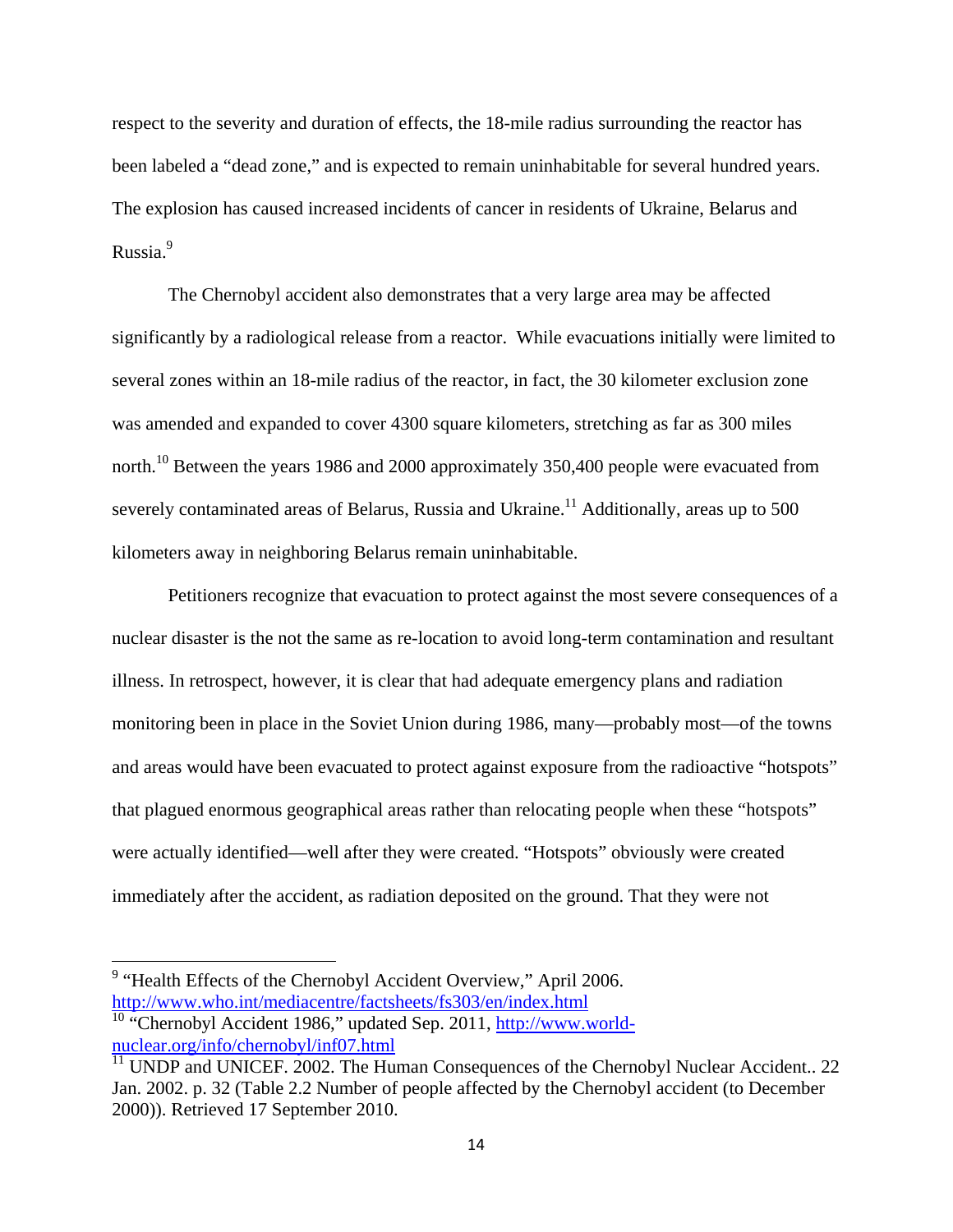respect to the severity and duration of effects, the 18-mile radius surrounding the reactor has been labeled a "dead zone," and is expected to remain uninhabitable for several hundred years. The explosion has caused increased incidents of cancer in residents of Ukraine, Belarus and Russia.[9]

The Chernobyl accident also demonstrates that a very large area may be affected significantly by a radiological release from a reactor. While evacuations initially were limited to several zones within an 18-mile radius of the reactor, in fact, the 30 kilometer exclusion zone was amended and expanded to cover 4300 square kilometers, stretching as far as 300 miles north.[10] Between the years 1986 and 2000 approximately 350,400 people were evacuated from severely contaminated areas of Belarus, Russia and Ukraine.[11] Additionally, areas up to 500 kilometers away in neighboring Belarus remain uninhabitable.

Petitioners recognize that evacuation to protect against the most severe consequences of a nuclear disaster is the not the same as re-location to avoid long-term contamination and resultant illness. In retrospect, however, it is clear that had adequate emergency plans and radiation monitoring been in place in the Soviet Union during 1986, many—probably most—of the towns and areas would have been evacuated to protect against exposure from the radioactive "hotspots" that plagued enormous geographical areas rather than relocating people when these "hotspots" were actually identified—well after they were created. "Hotspots" obviously were created immediately after the accident, as radiation deposited on the ground. That they were not

---

[9] "Health Effects of the Chernobyl Accident Overview," April 2006. http://www.who.int/mediacentre/factsheets/fs303/en/index.html

[10] "Chernobyl Accident 1986," updated Sep. 2011, http://www.world-nuclear.org/info/chernobyl/inf07.html

[11] UNDP and UNICEF. 2002. The Human Consequences of the Chernobyl Nuclear Accident.. 22 Jan. 2002. p. 32 (Table 2.2 Number of people affected by the Chernobyl accident (to December 2000)). Retrieved 17 September 2010.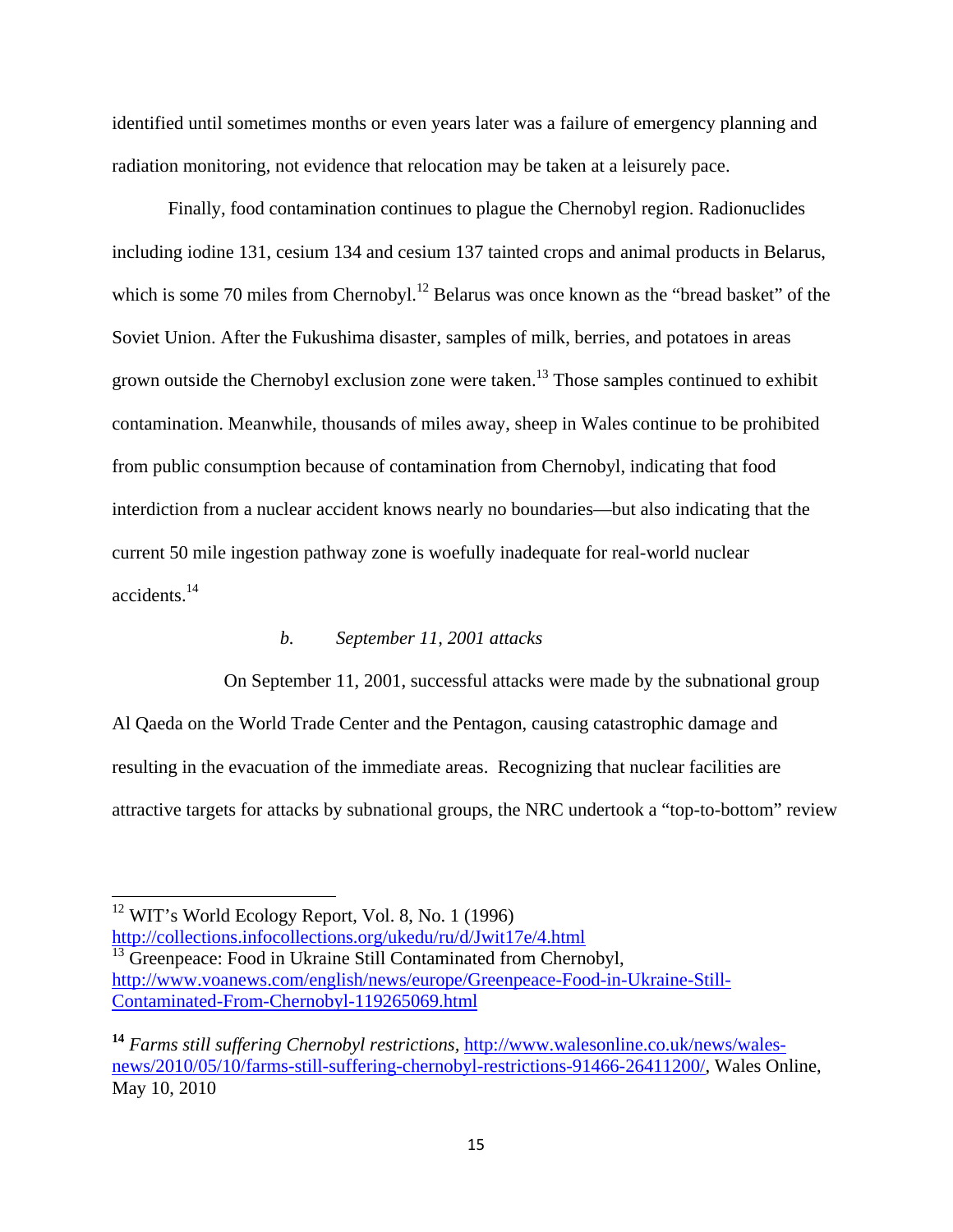identified until sometimes months or even years later was a failure of emergency planning and radiation monitoring, not evidence that relocation may be taken at a leisurely pace.

Finally, food contamination continues to plague the Chernobyl region. Radionuclides including iodine 131, cesium 134 and cesium 137 tainted crops and animal products in Belarus, which is some 70 miles from Chernobyl.[12] Belarus was once known as the "bread basket" of the Soviet Union. After the Fukushima disaster, samples of milk, berries, and potatoes in areas grown outside the Chernobyl exclusion zone were taken.[13] Those samples continued to exhibit contamination. Meanwhile, thousands of miles away, sheep in Wales continue to be prohibited from public consumption because of contamination from Chernobyl, indicating that food interdiction from a nuclear accident knows nearly no boundaries—but also indicating that the current 50 mile ingestion pathway zone is woefully inadequate for real-world nuclear accidents.[14]

*b. September 11, 2001 attacks*

On September 11, 2001, successful attacks were made by the subnational group Al Qaeda on the World Trade Center and the Pentagon, causing catastrophic damage and resulting in the evacuation of the immediate areas. Recognizing that nuclear facilities are attractive targets for attacks by subnational groups, the NRC undertook a "top-to-bottom" review

---

[12] WIT's World Ecology Report, Vol. 8, No. 1 (1996) http://collections.infocollections.org/ukedu/ru/d/Jwit17e/4.html

[13] Greenpeace: Food in Ukraine Still Contaminated from Chernobyl, http://www.voanews.com/english/news/europe/Greenpeace-Food-in-Ukraine-Still-Contaminated-From-Chernobyl-119265069.html

[14] *Farms still suffering Chernobyl restrictions*, http://www.walesonline.co.uk/news/wales-news/2010/05/10/farms-still-suffering-chernobyl-restrictions-91466-26411200/, Wales Online, May 10, 2010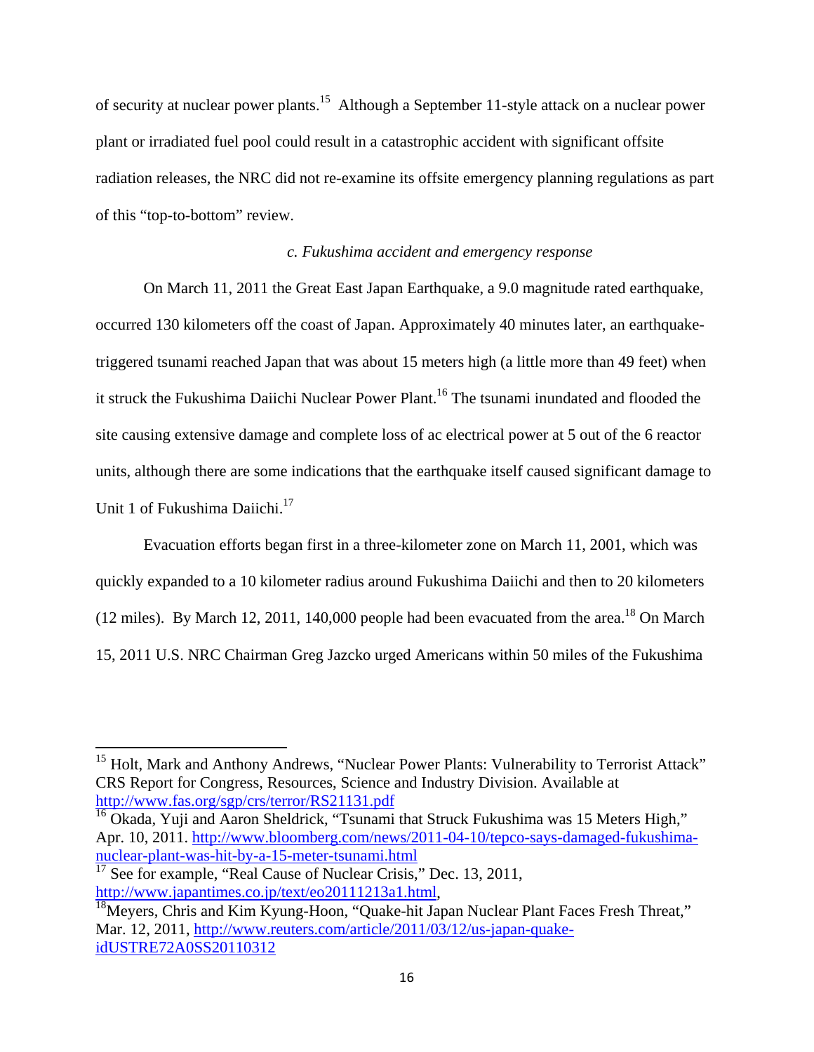of security at nuclear power plants.[15] Although a September 11-style attack on a nuclear power plant or irradiated fuel pool could result in a catastrophic accident with significant offsite radiation releases, the NRC did not re-examine its offsite emergency planning regulations as part of this "top-to-bottom" review.

*c. Fukushima accident and emergency response*

On March 11, 2011 the Great East Japan Earthquake, a 9.0 magnitude rated earthquake, occurred 130 kilometers off the coast of Japan. Approximately 40 minutes later, an earthquake-triggered tsunami reached Japan that was about 15 meters high (a little more than 49 feet) when it struck the Fukushima Daiichi Nuclear Power Plant.[16] The tsunami inundated and flooded the site causing extensive damage and complete loss of ac electrical power at 5 out of the 6 reactor units, although there are some indications that the earthquake itself caused significant damage to Unit 1 of Fukushima Daiichi.[17]

Evacuation efforts began first in a three-kilometer zone on March 11, 2001, which was quickly expanded to a 10 kilometer radius around Fukushima Daiichi and then to 20 kilometers (12 miles). By March 12, 2011, 140,000 people had been evacuated from the area.[18] On March 15, 2011 U.S. NRC Chairman Greg Jazcko urged Americans within 50 miles of the Fukushima

---

[15] Holt, Mark and Anthony Andrews, "Nuclear Power Plants: Vulnerability to Terrorist Attack" CRS Report for Congress, Resources, Science and Industry Division. Available at http://www.fas.org/sgp/crs/terror/RS21131.pdf

[16] Okada, Yuji and Aaron Sheldrick, "Tsunami that Struck Fukushima was 15 Meters High," Apr. 10, 2011. http://www.bloomberg.com/news/2011-04-10/tepco-says-damaged-fukushima-nuclear-plant-was-hit-by-a-15-meter-tsunami.html

[17] See for example, "Real Cause of Nuclear Crisis," Dec. 13, 2011, http://www.japantimes.co.jp/text/eo20111213a1.html,

[18] Meyers, Chris and Kim Kyung-Hoon, "Quake-hit Japan Nuclear Plant Faces Fresh Threat," Mar. 12, 2011, http://www.reuters.com/article/2011/03/12/us-japan-quake-idUSTRE72A0SS20110312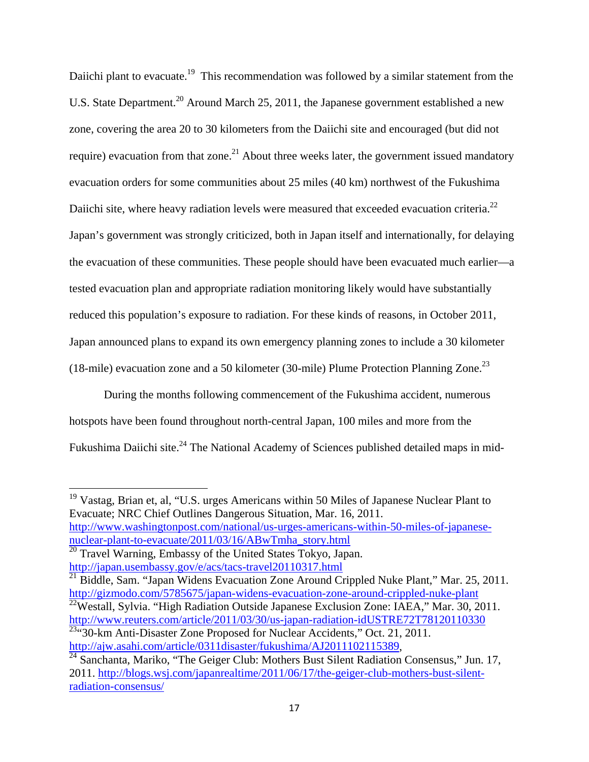Daiichi plant to evacuate.[19] This recommendation was followed by a similar statement from the U.S. State Department.[20] Around March 25, 2011, the Japanese government established a new zone, covering the area 20 to 30 kilometers from the Daiichi site and encouraged (but did not require) evacuation from that zone.[21] About three weeks later, the government issued mandatory evacuation orders for some communities about 25 miles (40 km) northwest of the Fukushima Daiichi site, where heavy radiation levels were measured that exceeded evacuation criteria.[22] Japan's government was strongly criticized, both in Japan itself and internationally, for delaying the evacuation of these communities. These people should have been evacuated much earlier—a tested evacuation plan and appropriate radiation monitoring likely would have substantially reduced this population's exposure to radiation. For these kinds of reasons, in October 2011, Japan announced plans to expand its own emergency planning zones to include a 30 kilometer (18-mile) evacuation zone and a 50 kilometer (30-mile) Plume Protection Planning Zone.[23]

During the months following commencement of the Fukushima accident, numerous hotspots have been found throughout north-central Japan, 100 miles and more from the Fukushima Daiichi site.[24] The National Academy of Sciences published detailed maps in mid-

---

[19] Vastag, Brian et, al, "U.S. urges Americans within 50 Miles of Japanese Nuclear Plant to Evacuate; NRC Chief Outlines Dangerous Situation, Mar. 16, 2011. http://www.washingtonpost.com/national/us-urges-americans-within-50-miles-of-japanese-nuclear-plant-to-evacuate/2011/03/16/ABwTmha_story.html

[20] Travel Warning, Embassy of the United States Tokyo, Japan. http://japan.usembassy.gov/e/acs/tacs-travel20110317.html

[21] Biddle, Sam. "Japan Widens Evacuation Zone Around Crippled Nuke Plant," Mar. 25, 2011. http://gizmodo.com/5785675/japan-widens-evacuation-zone-around-crippled-nuke-plant

[22] Westall, Sylvia. "High Radiation Outside Japanese Exclusion Zone: IAEA," Mar. 30, 2011. http://www.reuters.com/article/2011/03/30/us-japan-radiation-idUSTRE72T78120110330

[23] "30-km Anti-Disaster Zone Proposed for Nuclear Accidents," Oct. 21, 2011. http://ajw.asahi.com/article/0311disaster/fukushima/AJ2011102115389,

[24] Sanchanta, Mariko, "The Geiger Club: Mothers Bust Silent Radiation Consensus," Jun. 17, 2011. http://blogs.wsj.com/japanrealtime/2011/06/17/the-geiger-club-mothers-bust-silent-radiation-consensus/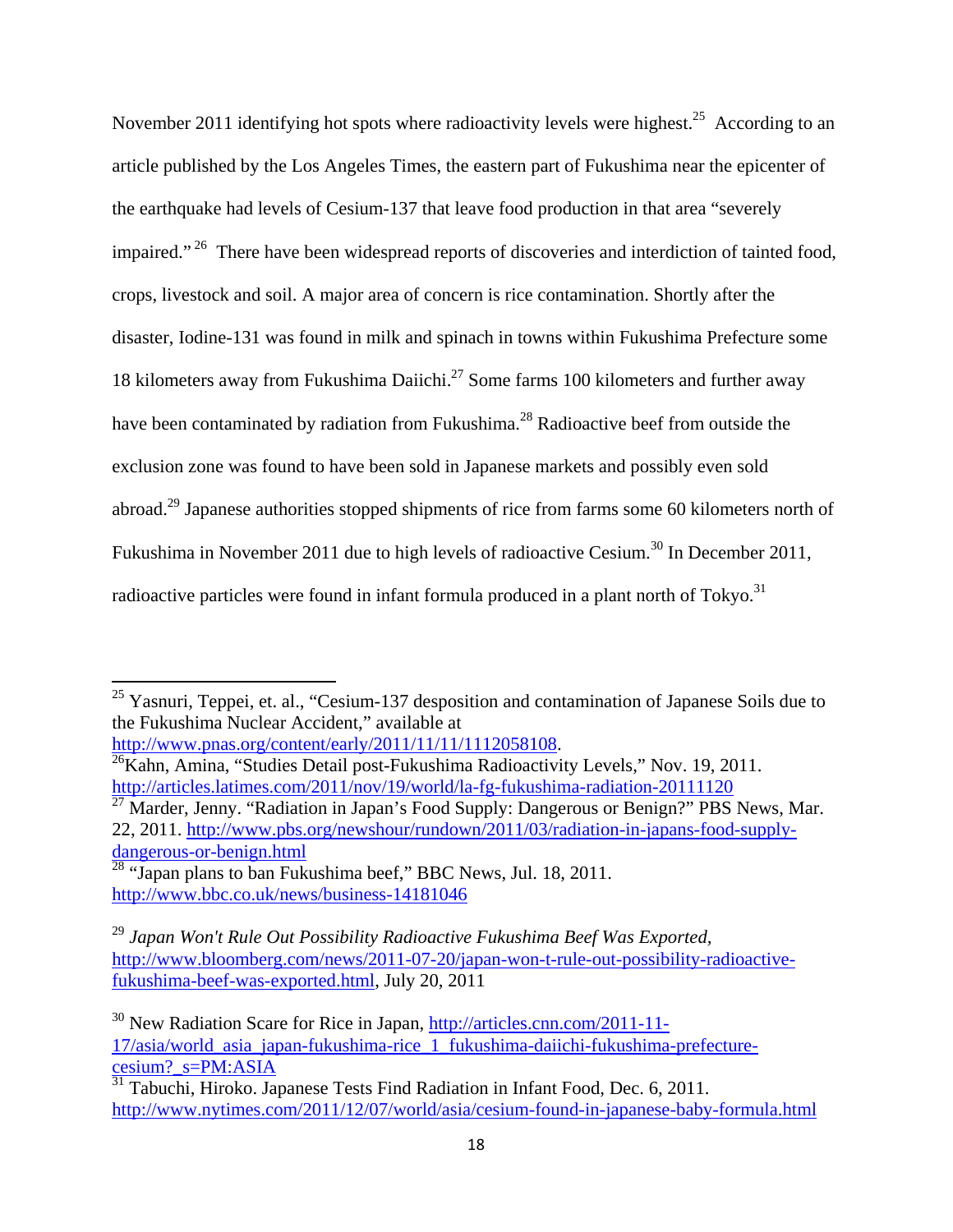November 2011 identifying hot spots where radioactivity levels were highest.[25] According to an article published by the Los Angeles Times, the eastern part of Fukushima near the epicenter of the earthquake had levels of Cesium-137 that leave food production in that area "severely impaired." [26] There have been widespread reports of discoveries and interdiction of tainted food, crops, livestock and soil. A major area of concern is rice contamination. Shortly after the disaster, Iodine-131 was found in milk and spinach in towns within Fukushima Prefecture some 18 kilometers away from Fukushima Daiichi.[27] Some farms 100 kilometers and further away have been contaminated by radiation from Fukushima.[28] Radioactive beef from outside the exclusion zone was found to have been sold in Japanese markets and possibly even sold abroad.[29] Japanese authorities stopped shipments of rice from farms some 60 kilometers north of Fukushima in November 2011 due to high levels of radioactive Cesium.[30] In December 2011, radioactive particles were found in infant formula produced in a plant north of Tokyo.[31]

---

[25] Yasnuri, Teppei, et. al., "Cesium-137 desposition and contamination of Japanese Soils due to the Fukushima Nuclear Accident," available at http://www.pnas.org/content/early/2011/11/11/1112058108.

[26] Kahn, Amina, "Studies Detail post-Fukushima Radioactivity Levels," Nov. 19, 2011. http://articles.latimes.com/2011/nov/19/world/la-fg-fukushima-radiation-20111120

[27] Marder, Jenny. "Radiation in Japan's Food Supply: Dangerous or Benign?" PBS News, Mar. 22, 2011. http://www.pbs.org/newshour/rundown/2011/03/radiation-in-japans-food-supply-dangerous-or-benign.html

[28] "Japan plans to ban Fukushima beef," BBC News, Jul. 18, 2011. http://www.bbc.co.uk/news/business-14181046

[29] *Japan Won't Rule Out Possibility Radioactive Fukushima Beef Was Exported,* http://www.bloomberg.com/news/2011-07-20/japan-won-t-rule-out-possibility-radioactive-fukushima-beef-was-exported.html, July 20, 2011

[30] New Radiation Scare for Rice in Japan, http://articles.cnn.com/2011-11-17/asia/world_asia_japan-fukushima-rice_1_fukushima-daiichi-fukushima-prefecture-cesium?_s=PM:ASIA

[31] Tabuchi, Hiroko. Japanese Tests Find Radiation in Infant Food, Dec. 6, 2011. http://www.nytimes.com/2011/12/07/world/asia/cesium-found-in-japanese-baby-formula.html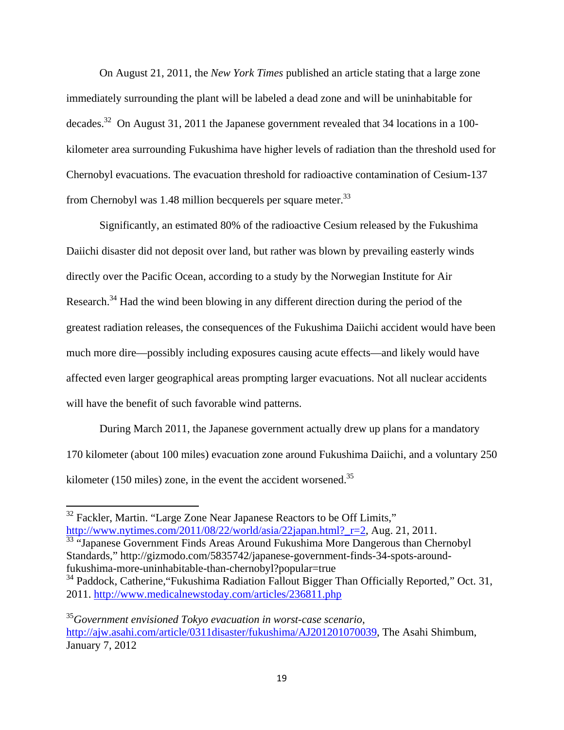On August 21, 2011, the *New York Times* published an article stating that a large zone immediately surrounding the plant will be labeled a dead zone and will be uninhabitable for decades.[32] On August 31, 2011 the Japanese government revealed that 34 locations in a 100-kilometer area surrounding Fukushima have higher levels of radiation than the threshold used for Chernobyl evacuations. The evacuation threshold for radioactive contamination of Cesium-137 from Chernobyl was 1.48 million becquerels per square meter.[33]

Significantly, an estimated 80% of the radioactive Cesium released by the Fukushima Daiichi disaster did not deposit over land, but rather was blown by prevailing easterly winds directly over the Pacific Ocean, according to a study by the Norwegian Institute for Air Research.[34] Had the wind been blowing in any different direction during the period of the greatest radiation releases, the consequences of the Fukushima Daiichi accident would have been much more dire—possibly including exposures causing acute effects—and likely would have affected even larger geographical areas prompting larger evacuations. Not all nuclear accidents will have the benefit of such favorable wind patterns.

During March 2011, the Japanese government actually drew up plans for a mandatory 170 kilometer (about 100 miles) evacuation zone around Fukushima Daiichi, and a voluntary 250 kilometer (150 miles) zone, in the event the accident worsened.[35]

---

[32] Fackler, Martin. "Large Zone Near Japanese Reactors to be Off Limits," http://www.nytimes.com/2011/08/22/world/asia/22japan.html?_r=2, Aug. 21, 2011.

[33] "Japanese Government Finds Areas Around Fukushima More Dangerous than Chernobyl Standards," http://gizmodo.com/5835742/japanese-government-finds-34-spots-around-fukushima-more-uninhabitable-than-chernobyl?popular=true

[34] Paddock, Catherine,"Fukushima Radiation Fallout Bigger Than Officially Reported," Oct. 31, 2011. http://www.medicalnewstoday.com/articles/236811.php

[35] *Government envisioned Tokyo evacuation in worst-case scenario,* http://ajw.asahi.com/article/0311disaster/fukushima/AJ201201070039, The Asahi Shimbum, January 7, 2012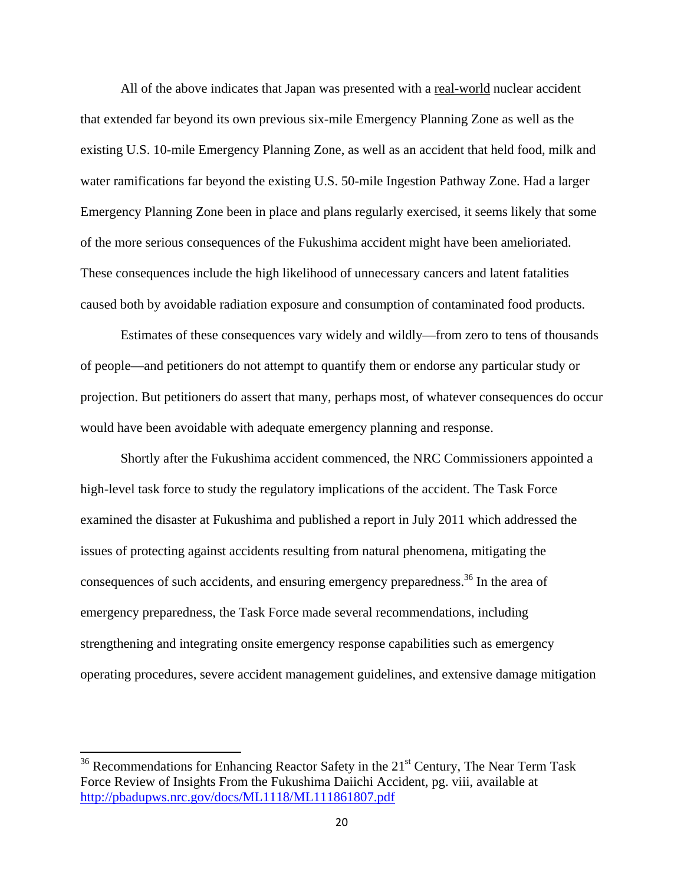All of the above indicates that Japan was presented with a real-world nuclear accident that extended far beyond its own previous six-mile Emergency Planning Zone as well as the existing U.S. 10-mile Emergency Planning Zone, as well as an accident that held food, milk and water ramifications far beyond the existing U.S. 50-mile Ingestion Pathway Zone. Had a larger Emergency Planning Zone been in place and plans regularly exercised, it seems likely that some of the more serious consequences of the Fukushima accident might have been amelioriated. These consequences include the high likelihood of unnecessary cancers and latent fatalities caused both by avoidable radiation exposure and consumption of contaminated food products.

Estimates of these consequences vary widely and wildly—from zero to tens of thousands of people—and petitioners do not attempt to quantify them or endorse any particular study or projection. But petitioners do assert that many, perhaps most, of whatever consequences do occur would have been avoidable with adequate emergency planning and response.

Shortly after the Fukushima accident commenced, the NRC Commissioners appointed a high-level task force to study the regulatory implications of the accident. The Task Force examined the disaster at Fukushima and published a report in July 2011 which addressed the issues of protecting against accidents resulting from natural phenomena, mitigating the consequences of such accidents, and ensuring emergency preparedness.[36] In the area of emergency preparedness, the Task Force made several recommendations, including strengthening and integrating onsite emergency response capabilities such as emergency operating procedures, severe accident management guidelines, and extensive damage mitigation

---

[36] Recommendations for Enhancing Reactor Safety in the 21st Century, The Near Term Task Force Review of Insights From the Fukushima Daiichi Accident, pg. viii, available at http://pbadupws.nrc.gov/docs/ML1118/ML111861807.pdf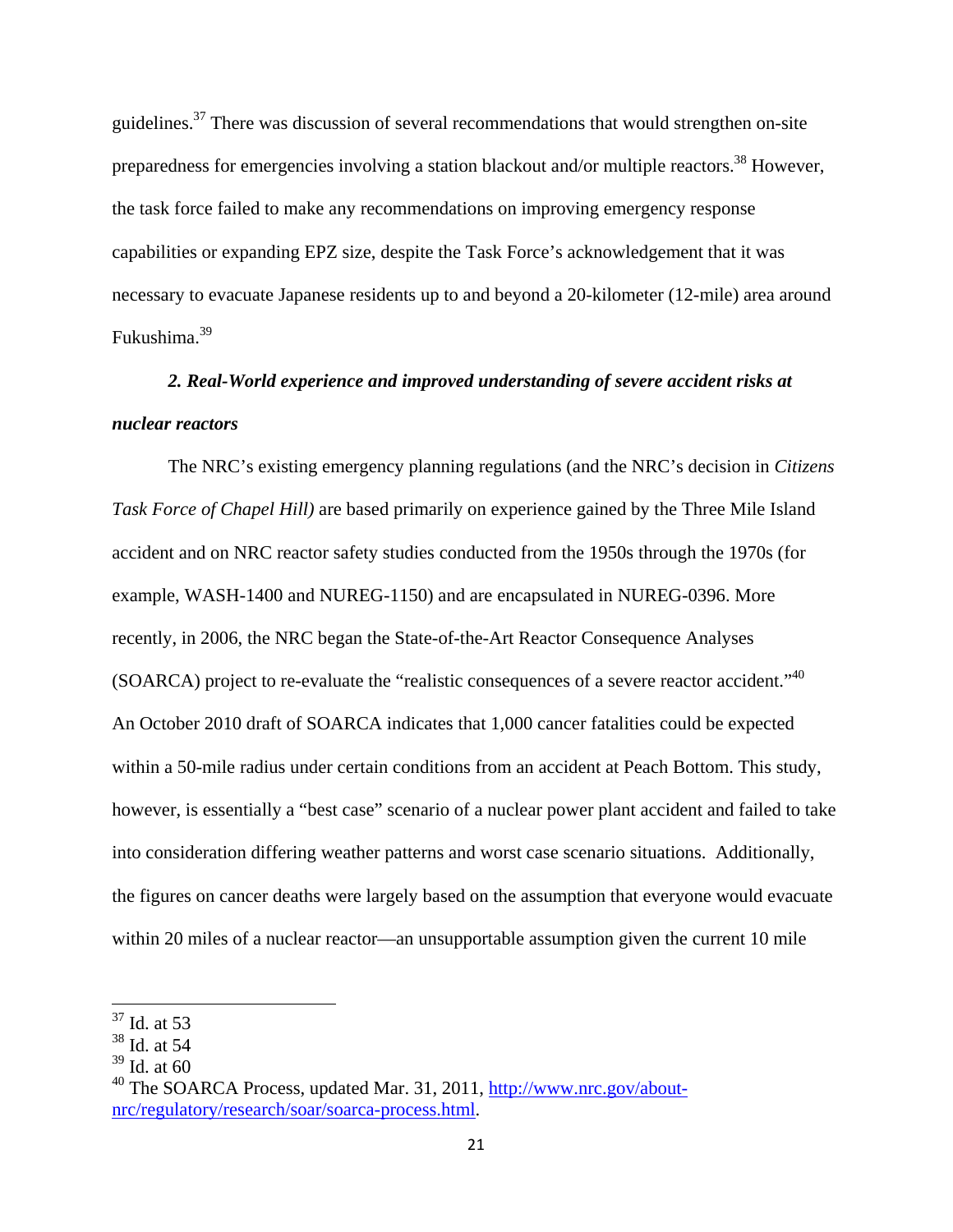guidelines.[37] There was discussion of several recommendations that would strengthen on-site preparedness for emergencies involving a station blackout and/or multiple reactors.[38] However, the task force failed to make any recommendations on improving emergency response capabilities or expanding EPZ size, despite the Task Force's acknowledgement that it was necessary to evacuate Japanese residents up to and beyond a 20-kilometer (12-mile) area around Fukushima.[39]

### *2. Real-World experience and improved understanding of severe accident risks at nuclear reactors*

The NRC's existing emergency planning regulations (and the NRC's decision in *Citizens Task Force of Chapel Hill)* are based primarily on experience gained by the Three Mile Island accident and on NRC reactor safety studies conducted from the 1950s through the 1970s (for example, WASH-1400 and NUREG-1150) and are encapsulated in NUREG-0396. More recently, in 2006, the NRC began the State-of-the-Art Reactor Consequence Analyses (SOARCA) project to re-evaluate the "realistic consequences of a severe reactor accident."[40] An October 2010 draft of SOARCA indicates that 1,000 cancer fatalities could be expected within a 50-mile radius under certain conditions from an accident at Peach Bottom. This study, however, is essentially a "best case" scenario of a nuclear power plant accident and failed to take into consideration differing weather patterns and worst case scenario situations. Additionally, the figures on cancer deaths were largely based on the assumption that everyone would evacuate within 20 miles of a nuclear reactor—an unsupportable assumption given the current 10 mile

---

[37] Id. at 53
[38] Id. at 54
[39] Id. at 60
[40] The SOARCA Process, updated Mar. 31, 2011, [http://www.nrc.gov/about-nrc/regulatory/research/soar/soarca-process.html](http://www.nrc.gov/about-nrc/regulatory/research/soar/soarca-process.html).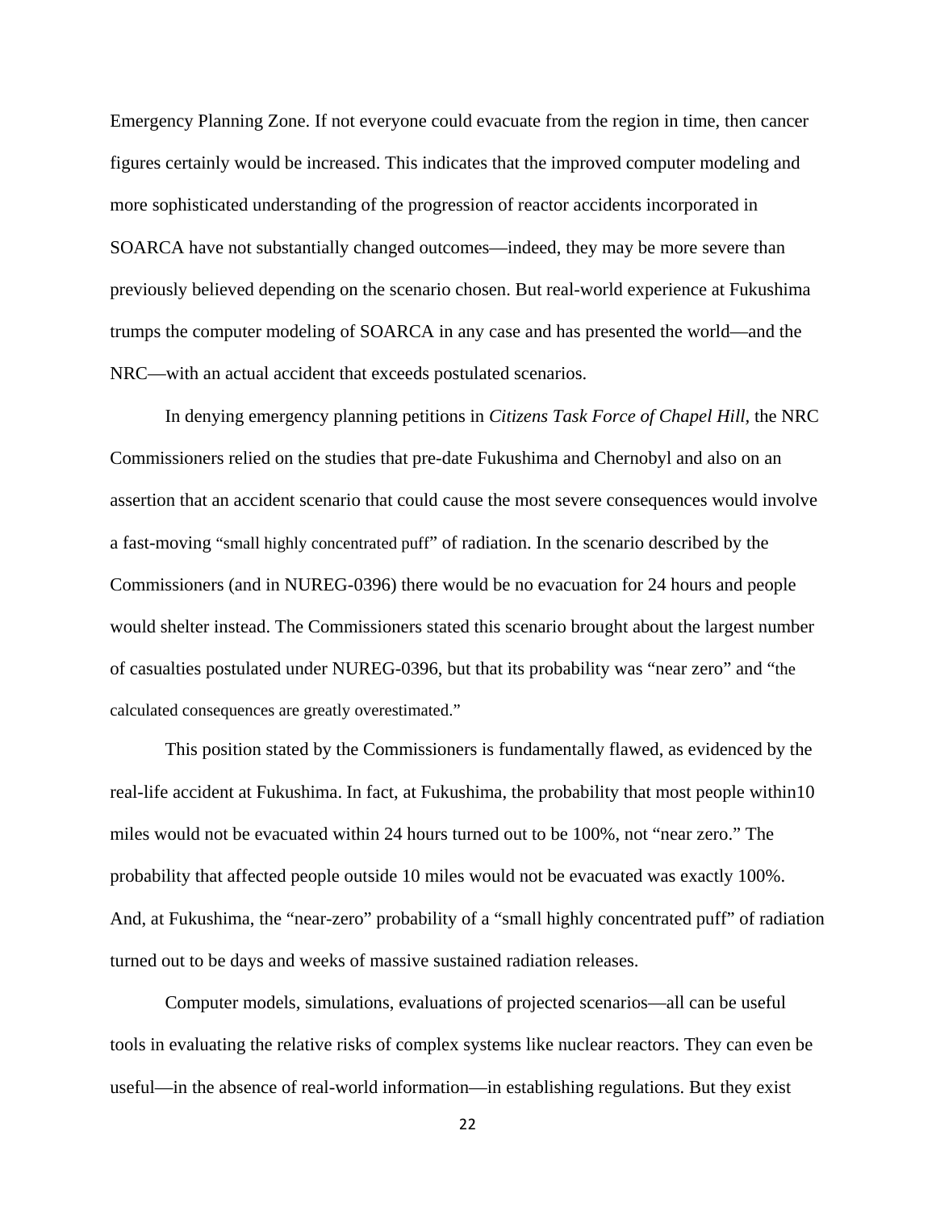Emergency Planning Zone. If not everyone could evacuate from the region in time, then cancer figures certainly would be increased. This indicates that the improved computer modeling and more sophisticated understanding of the progression of reactor accidents incorporated in SOARCA have not substantially changed outcomes—indeed, they may be more severe than previously believed depending on the scenario chosen. But real-world experience at Fukushima trumps the computer modeling of SOARCA in any case and has presented the world—and the NRC—with an actual accident that exceeds postulated scenarios.

In denying emergency planning petitions in *Citizens Task Force of Chapel Hill,* the NRC Commissioners relied on the studies that pre-date Fukushima and Chernobyl and also on an assertion that an accident scenario that could cause the most severe consequences would involve a fast-moving "small highly concentrated puff" of radiation. In the scenario described by the Commissioners (and in NUREG-0396) there would be no evacuation for 24 hours and people would shelter instead. The Commissioners stated this scenario brought about the largest number of casualties postulated under NUREG-0396, but that its probability was "near zero" and "the calculated consequences are greatly overestimated."

This position stated by the Commissioners is fundamentally flawed, as evidenced by the real-life accident at Fukushima. In fact, at Fukushima, the probability that most people within10 miles would not be evacuated within 24 hours turned out to be 100%, not "near zero." The probability that affected people outside 10 miles would not be evacuated was exactly 100%. And, at Fukushima, the "near-zero" probability of a "small highly concentrated puff" of radiation turned out to be days and weeks of massive sustained radiation releases.

Computer models, simulations, evaluations of projected scenarios—all can be useful tools in evaluating the relative risks of complex systems like nuclear reactors. They can even be useful—in the absence of real-world information—in establishing regulations. But they exist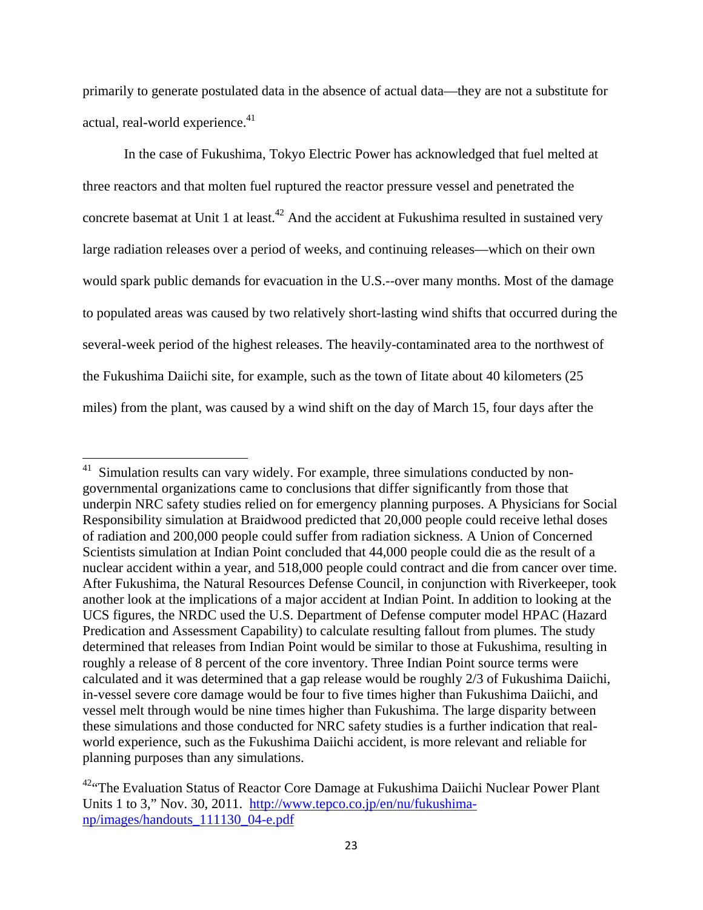primarily to generate postulated data in the absence of actual data—they are not a substitute for actual, real-world experience.[41]

In the case of Fukushima, Tokyo Electric Power has acknowledged that fuel melted at three reactors and that molten fuel ruptured the reactor pressure vessel and penetrated the concrete basemat at Unit 1 at least.[42] And the accident at Fukushima resulted in sustained very large radiation releases over a period of weeks, and continuing releases—which on their own would spark public demands for evacuation in the U.S.--over many months. Most of the damage to populated areas was caused by two relatively short-lasting wind shifts that occurred during the several-week period of the highest releases. The heavily-contaminated area to the northwest of the Fukushima Daiichi site, for example, such as the town of Iitate about 40 kilometers (25 miles) from the plant, was caused by a wind shift on the day of March 15, four days after the

---

[41] Simulation results can vary widely. For example, three simulations conducted by non-governmental organizations came to conclusions that differ significantly from those that underpin NRC safety studies relied on for emergency planning purposes. A Physicians for Social Responsibility simulation at Braidwood predicted that 20,000 people could receive lethal doses of radiation and 200,000 people could suffer from radiation sickness. A Union of Concerned Scientists simulation at Indian Point concluded that 44,000 people could die as the result of a nuclear accident within a year, and 518,000 people could contract and die from cancer over time. After Fukushima, the Natural Resources Defense Council, in conjunction with Riverkeeper, took another look at the implications of a major accident at Indian Point. In addition to looking at the UCS figures, the NRDC used the U.S. Department of Defense computer model HPAC (Hazard Predication and Assessment Capability) to calculate resulting fallout from plumes. The study determined that releases from Indian Point would be similar to those at Fukushima, resulting in roughly a release of 8 percent of the core inventory. Three Indian Point source terms were calculated and it was determined that a gap release would be roughly 2/3 of Fukushima Daiichi, in-vessel severe core damage would be four to five times higher than Fukushima Daiichi, and vessel melt through would be nine times higher than Fukushima. The large disparity between these simulations and those conducted for NRC safety studies is a further indication that real-world experience, such as the Fukushima Daiichi accident, is more relevant and reliable for planning purposes than any simulations.

[42] "The Evaluation Status of Reactor Core Damage at Fukushima Daiichi Nuclear Power Plant Units 1 to 3," Nov. 30, 2011. http://www.tepco.co.jp/en/nu/fukushima-np/images/handouts_111130_04-e.pdf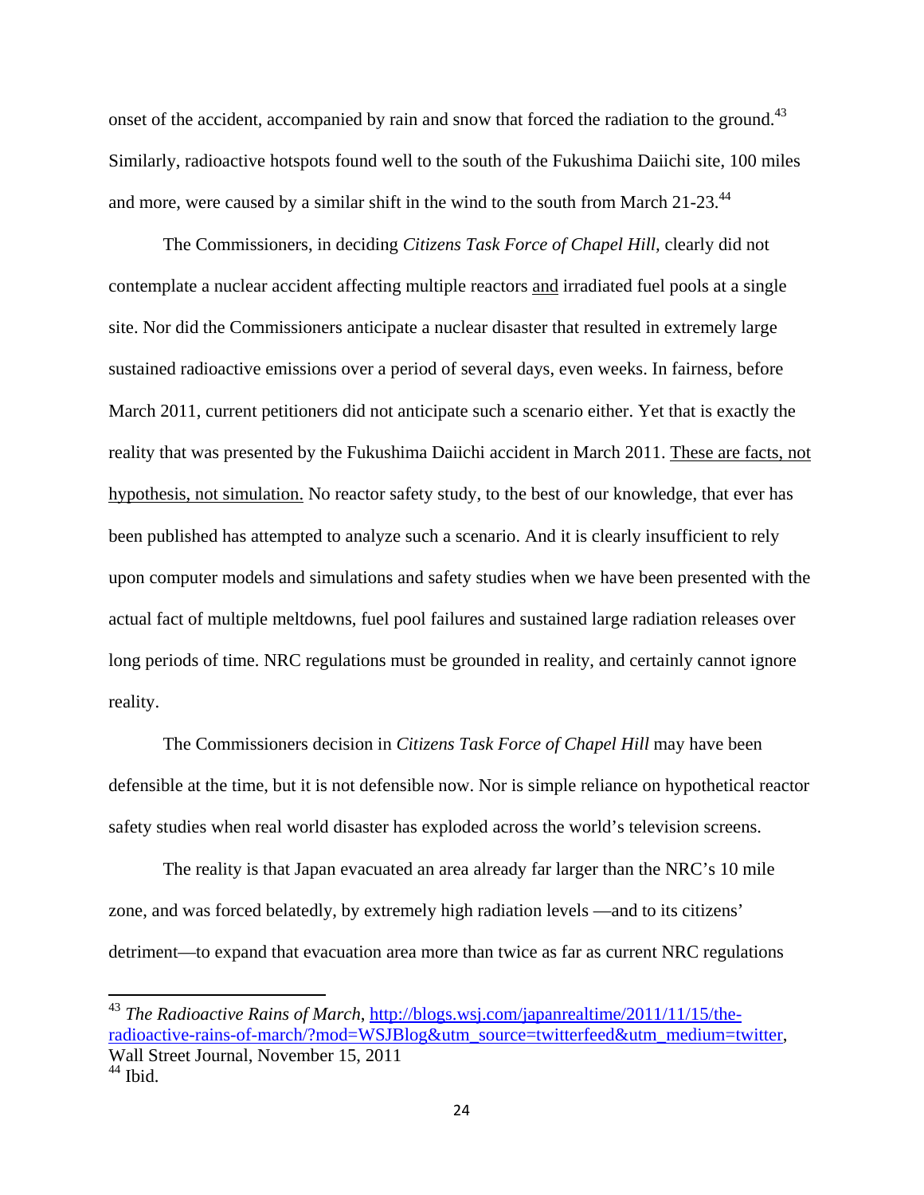onset of the accident, accompanied by rain and snow that forced the radiation to the ground.[43] Similarly, radioactive hotspots found well to the south of the Fukushima Daiichi site, 100 miles and more, were caused by a similar shift in the wind to the south from March 21-23.[44]

The Commissioners, in deciding *Citizens Task Force of Chapel Hill,* clearly did not contemplate a nuclear accident affecting multiple reactors <u>and</u> irradiated fuel pools at a single site. Nor did the Commissioners anticipate a nuclear disaster that resulted in extremely large sustained radioactive emissions over a period of several days, even weeks. In fairness, before March 2011, current petitioners did not anticipate such a scenario either. Yet that is exactly the reality that was presented by the Fukushima Daiichi accident in March 2011. <u>These are facts, not hypothesis, not simulation.</u> No reactor safety study, to the best of our knowledge, that ever has been published has attempted to analyze such a scenario. And it is clearly insufficient to rely upon computer models and simulations and safety studies when we have been presented with the actual fact of multiple meltdowns, fuel pool failures and sustained large radiation releases over long periods of time. NRC regulations must be grounded in reality, and certainly cannot ignore reality.

The Commissioners decision in *Citizens Task Force of Chapel Hill* may have been defensible at the time, but it is not defensible now. Nor is simple reliance on hypothetical reactor safety studies when real world disaster has exploded across the world's television screens.

The reality is that Japan evacuated an area already far larger than the NRC's 10 mile zone, and was forced belatedly, by extremely high radiation levels —and to its citizens' detriment—to expand that evacuation area more than twice as far as current NRC regulations

---

[43] *The Radioactive Rains of March*, http://blogs.wsj.com/japanrealtime/2011/11/15/the-radioactive-rains-of-march/?mod=WSJBlog&utm_source=twitterfeed&utm_medium=twitter, Wall Street Journal, November 15, 2011

[44] Ibid.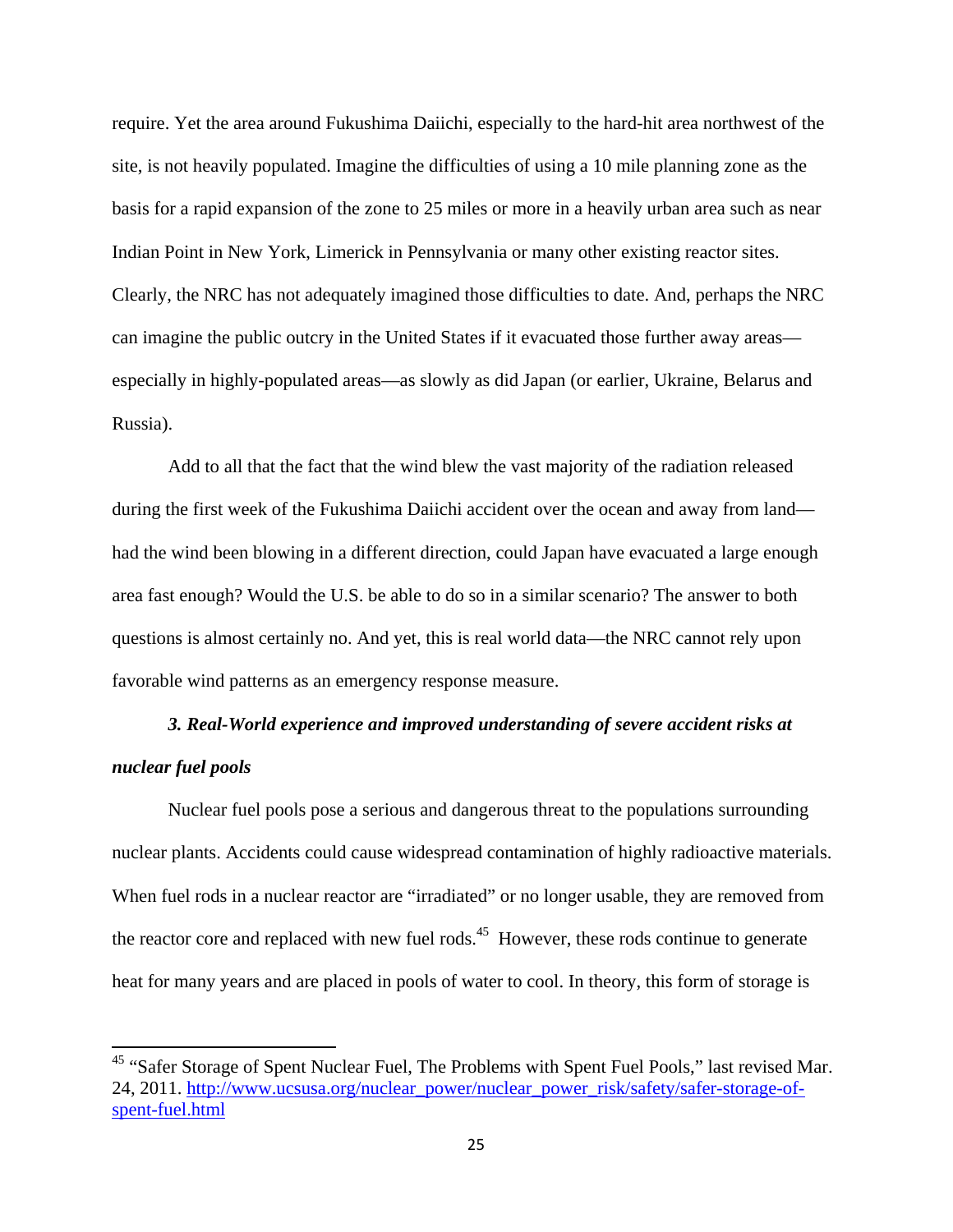require. Yet the area around Fukushima Daiichi, especially to the hard-hit area northwest of the site, is not heavily populated. Imagine the difficulties of using a 10 mile planning zone as the basis for a rapid expansion of the zone to 25 miles or more in a heavily urban area such as near Indian Point in New York, Limerick in Pennsylvania or many other existing reactor sites. Clearly, the NRC has not adequately imagined those difficulties to date. And, perhaps the NRC can imagine the public outcry in the United States if it evacuated those further away areas—especially in highly-populated areas—as slowly as did Japan (or earlier, Ukraine, Belarus and Russia).

Add to all that the fact that the wind blew the vast majority of the radiation released during the first week of the Fukushima Daiichi accident over the ocean and away from land—had the wind been blowing in a different direction, could Japan have evacuated a large enough area fast enough? Would the U.S. be able to do so in a similar scenario? The answer to both questions is almost certainly no. And yet, this is real world data—the NRC cannot rely upon favorable wind patterns as an emergency response measure.

***3. Real-World experience and improved understanding of severe accident risks at nuclear fuel pools***

Nuclear fuel pools pose a serious and dangerous threat to the populations surrounding nuclear plants. Accidents could cause widespread contamination of highly radioactive materials. When fuel rods in a nuclear reactor are "irradiated" or no longer usable, they are removed from the reactor core and replaced with new fuel rods.[45] However, these rods continue to generate heat for many years and are placed in pools of water to cool. In theory, this form of storage is

---

[45] "Safer Storage of Spent Nuclear Fuel, The Problems with Spent Fuel Pools," last revised Mar. 24, 2011. http://www.ucsusa.org/nuclear_power/nuclear_power_risk/safety/safer-storage-of-spent-fuel.html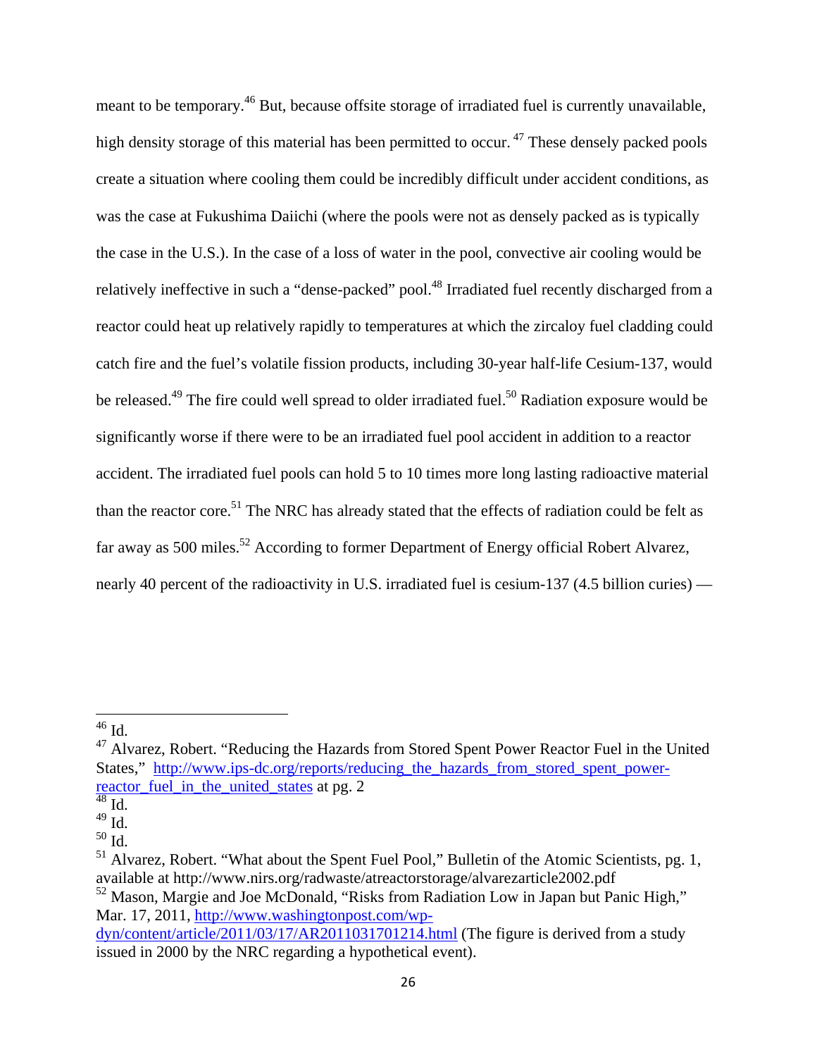meant to be temporary.[46] But, because offsite storage of irradiated fuel is currently unavailable, high density storage of this material has been permitted to occur. [47] These densely packed pools create a situation where cooling them could be incredibly difficult under accident conditions, as was the case at Fukushima Daiichi (where the pools were not as densely packed as is typically the case in the U.S.). In the case of a loss of water in the pool, convective air cooling would be relatively ineffective in such a "dense-packed" pool.[48] Irradiated fuel recently discharged from a reactor could heat up relatively rapidly to temperatures at which the zircaloy fuel cladding could catch fire and the fuel's volatile fission products, including 30-year half-life Cesium-137, would be released.[49] The fire could well spread to older irradiated fuel.[50] Radiation exposure would be significantly worse if there were to be an irradiated fuel pool accident in addition to a reactor accident. The irradiated fuel pools can hold 5 to 10 times more long lasting radioactive material than the reactor core.[51] The NRC has already stated that the effects of radiation could be felt as far away as 500 miles.[52] According to former Department of Energy official Robert Alvarez, nearly 40 percent of the radioactivity in U.S. irradiated fuel is cesium-137 (4.5 billion curies) —

---

[46] Id.

[47] Alvarez, Robert. "Reducing the Hazards from Stored Spent Power Reactor Fuel in the United States," http://www.ips-dc.org/reports/reducing_the_hazards_from_stored_spent_power-reactor_fuel_in_the_united_states at pg. 2

[48] Id.

[49] Id.

[50] Id.

[51] Alvarez, Robert. "What about the Spent Fuel Pool," Bulletin of the Atomic Scientists, pg. 1, available at http://www.nirs.org/radwaste/atreactorstorage/alvarezarticle2002.pdf

[52] Mason, Margie and Joe McDonald, "Risks from Radiation Low in Japan but Panic High," Mar. 17, 2011, http://www.washingtonpost.com/wp-dyn/content/article/2011/03/17/AR2011031701214.html (The figure is derived from a study issued in 2000 by the NRC regarding a hypothetical event).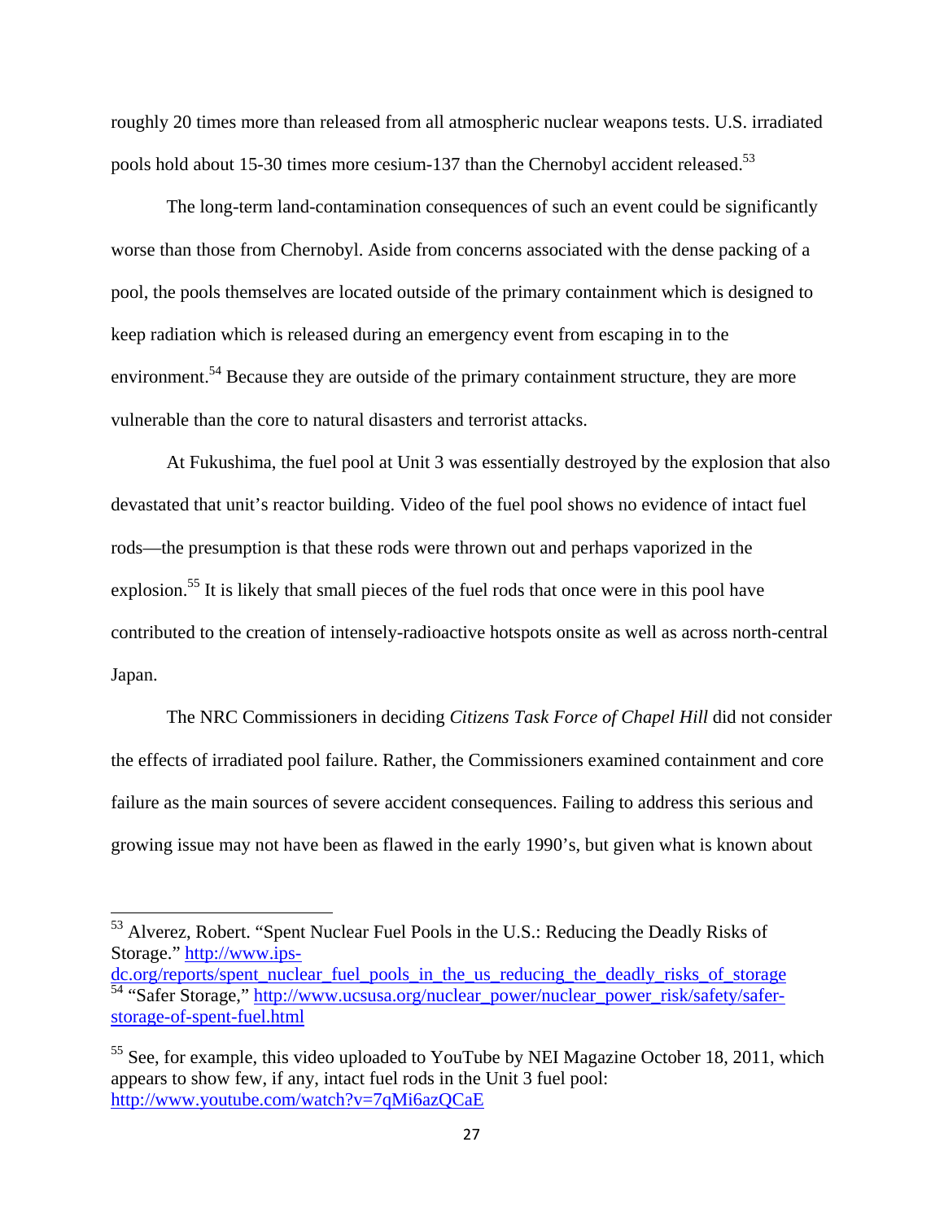roughly 20 times more than released from all atmospheric nuclear weapons tests. U.S. irradiated pools hold about 15-30 times more cesium-137 than the Chernobyl accident released.[53]

The long-term land-contamination consequences of such an event could be significantly worse than those from Chernobyl. Aside from concerns associated with the dense packing of a pool, the pools themselves are located outside of the primary containment which is designed to keep radiation which is released during an emergency event from escaping in to the environment.[54] Because they are outside of the primary containment structure, they are more vulnerable than the core to natural disasters and terrorist attacks.

At Fukushima, the fuel pool at Unit 3 was essentially destroyed by the explosion that also devastated that unit's reactor building. Video of the fuel pool shows no evidence of intact fuel rods—the presumption is that these rods were thrown out and perhaps vaporized in the explosion.[55] It is likely that small pieces of the fuel rods that once were in this pool have contributed to the creation of intensely-radioactive hotspots onsite as well as across north-central Japan.

The NRC Commissioners in deciding *Citizens Task Force of Chapel Hill* did not consider the effects of irradiated pool failure. Rather, the Commissioners examined containment and core failure as the main sources of severe accident consequences. Failing to address this serious and growing issue may not have been as flawed in the early 1990's, but given what is known about

---

[53] Alverez, Robert. "Spent Nuclear Fuel Pools in the U.S.: Reducing the Deadly Risks of Storage." http://www.ips-dc.org/reports/spent_nuclear_fuel_pools_in_the_us_reducing_the_deadly_risks_of_storage

[54] "Safer Storage," http://www.ucsusa.org/nuclear_power/nuclear_power_risk/safety/safer-storage-of-spent-fuel.html

[55] See, for example, this video uploaded to YouTube by NEI Magazine October 18, 2011, which appears to show few, if any, intact fuel rods in the Unit 3 fuel pool: http://www.youtube.com/watch?v=7qMi6azQCaE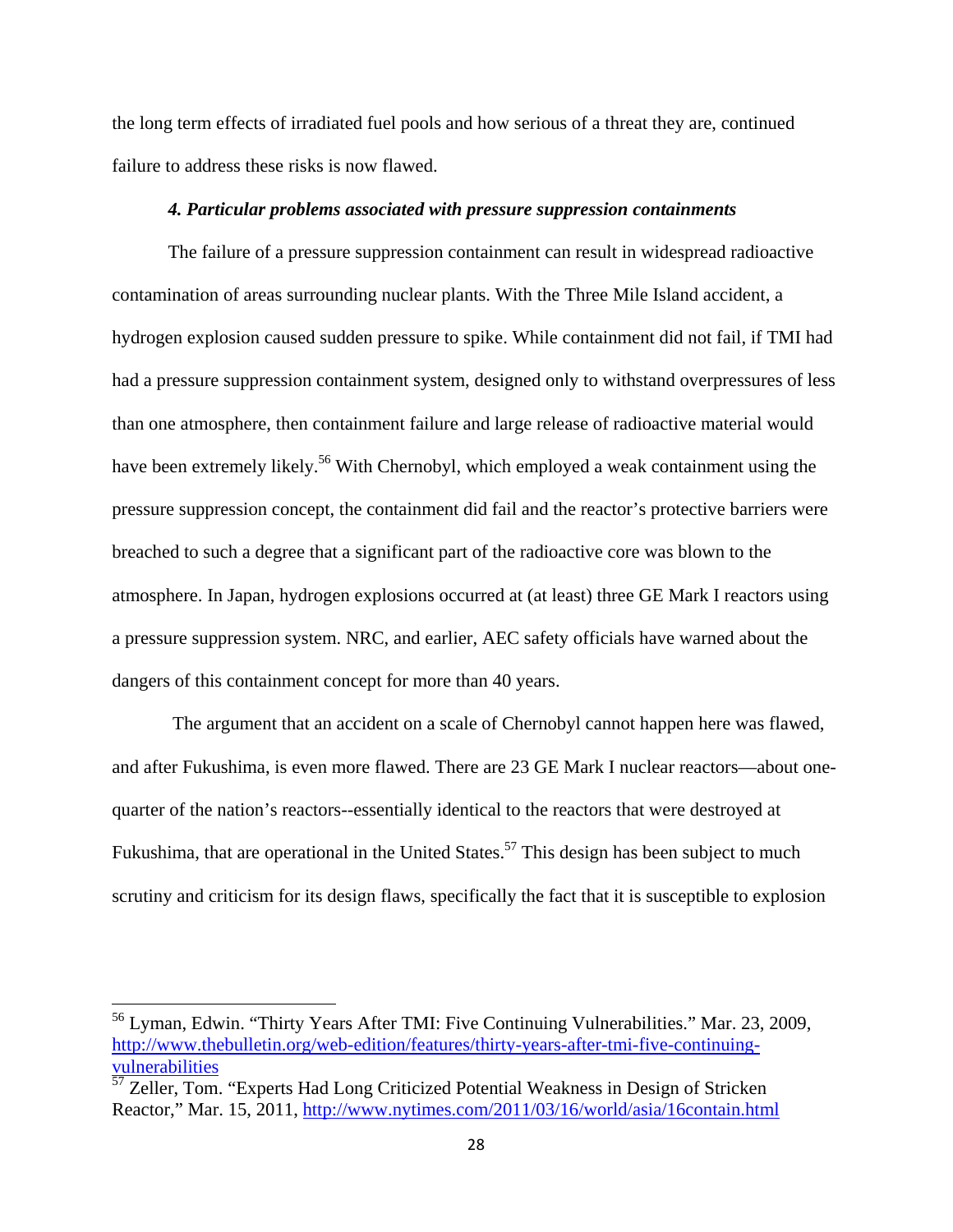the long term effects of irradiated fuel pools and how serious of a threat they are, continued failure to address these risks is now flawed.

#### *4. Particular problems associated with pressure suppression containments*

The failure of a pressure suppression containment can result in widespread radioactive contamination of areas surrounding nuclear plants. With the Three Mile Island accident, a hydrogen explosion caused sudden pressure to spike. While containment did not fail, if TMI had had a pressure suppression containment system, designed only to withstand overpressures of less than one atmosphere, then containment failure and large release of radioactive material would have been extremely likely.[56] With Chernobyl, which employed a weak containment using the pressure suppression concept, the containment did fail and the reactor's protective barriers were breached to such a degree that a significant part of the radioactive core was blown to the atmosphere. In Japan, hydrogen explosions occurred at (at least) three GE Mark I reactors using a pressure suppression system. NRC, and earlier, AEC safety officials have warned about the dangers of this containment concept for more than 40 years.

The argument that an accident on a scale of Chernobyl cannot happen here was flawed, and after Fukushima, is even more flawed. There are 23 GE Mark I nuclear reactors—about one-quarter of the nation's reactors--essentially identical to the reactors that were destroyed at Fukushima, that are operational in the United States.[57] This design has been subject to much scrutiny and criticism for its design flaws, specifically the fact that it is susceptible to explosion

---

[56] Lyman, Edwin. "Thirty Years After TMI: Five Continuing Vulnerabilities." Mar. 23, 2009, http://www.thebulletin.org/web-edition/features/thirty-years-after-tmi-five-continuing-vulnerabilities

[57] Zeller, Tom. "Experts Had Long Criticized Potential Weakness in Design of Stricken Reactor," Mar. 15, 2011, http://www.nytimes.com/2011/03/16/world/asia/16contain.html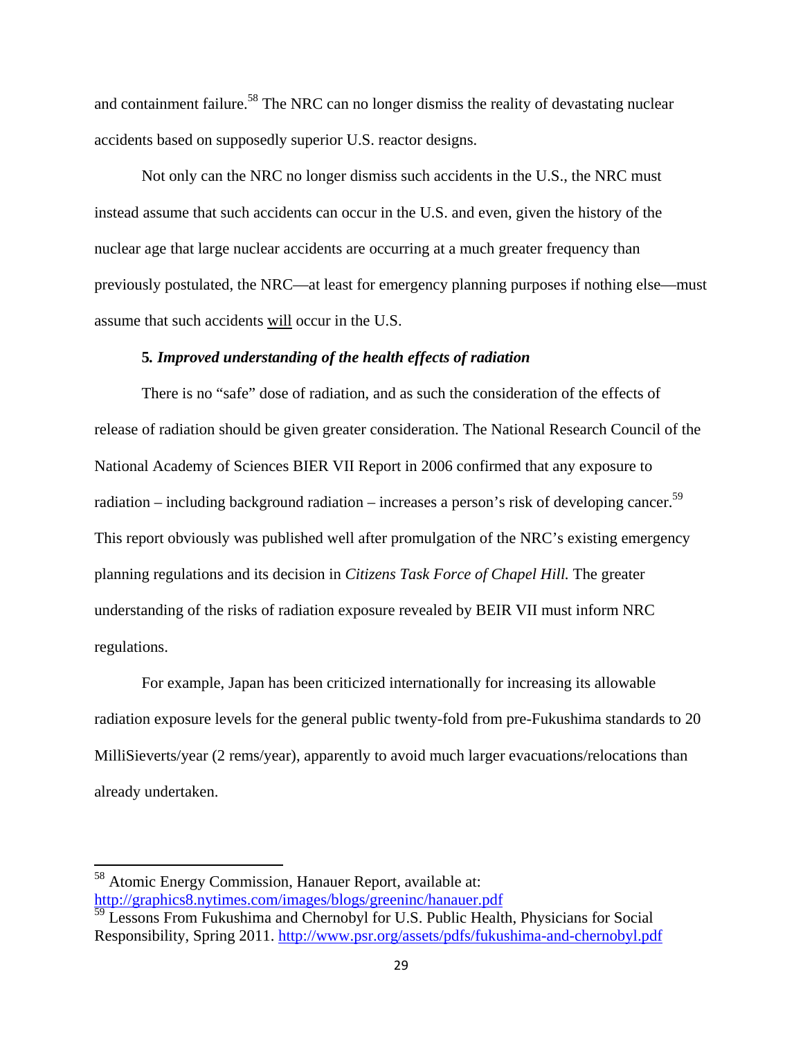and containment failure.[58] The NRC can no longer dismiss the reality of devastating nuclear accidents based on supposedly superior U.S. reactor designs.

Not only can the NRC no longer dismiss such accidents in the U.S., the NRC must instead assume that such accidents can occur in the U.S. and even, given the history of the nuclear age that large nuclear accidents are occurring at a much greater frequency than previously postulated, the NRC—at least for emergency planning purposes if nothing else—must assume that such accidents <u>will</u> occur in the U.S.

**5.** ***Improved understanding of the health effects of radiation***

There is no "safe" dose of radiation, and as such the consideration of the effects of release of radiation should be given greater consideration. The National Research Council of the National Academy of Sciences BIER VII Report in 2006 confirmed that any exposure to radiation – including background radiation – increases a person's risk of developing cancer.[59] This report obviously was published well after promulgation of the NRC's existing emergency planning regulations and its decision in *Citizens Task Force of Chapel Hill.* The greater understanding of the risks of radiation exposure revealed by BEIR VII must inform NRC regulations.

For example, Japan has been criticized internationally for increasing its allowable radiation exposure levels for the general public twenty-fold from pre-Fukushima standards to 20 MilliSieverts/year (2 rems/year), apparently to avoid much larger evacuations/relocations than already undertaken.

---

[58] Atomic Energy Commission, Hanauer Report, available at: http://graphics8.nytimes.com/images/blogs/greeninc/hanauer.pdf

[59] Lessons From Fukushima and Chernobyl for U.S. Public Health, Physicians for Social Responsibility, Spring 2011. http://www.psr.org/assets/pdfs/fukushima-and-chernobyl.pdf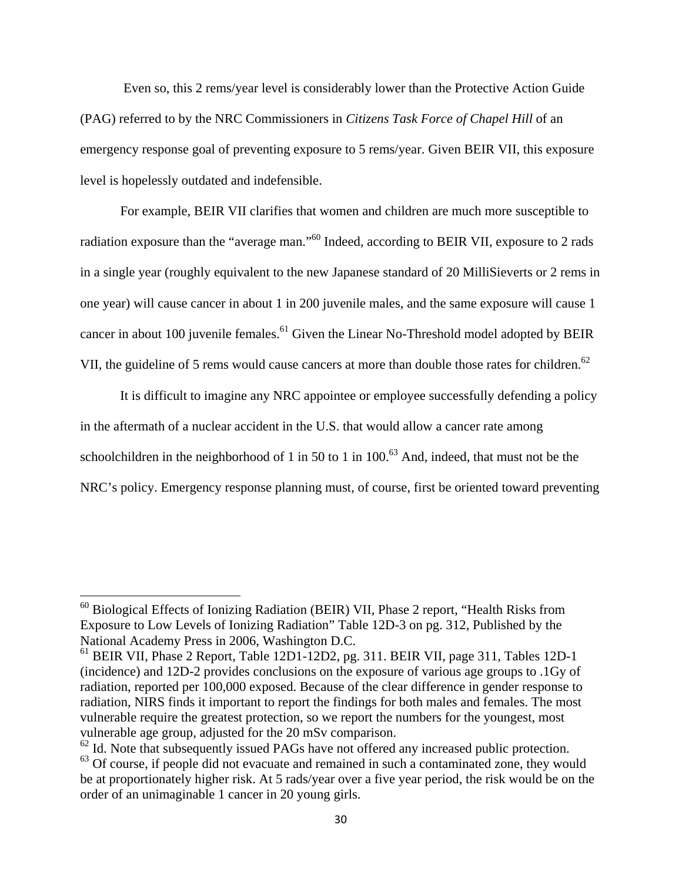Even so, this 2 rems/year level is considerably lower than the Protective Action Guide (PAG) referred to by the NRC Commissioners in *Citizens Task Force of Chapel Hill* of an emergency response goal of preventing exposure to 5 rems/year. Given BEIR VII, this exposure level is hopelessly outdated and indefensible.

For example, BEIR VII clarifies that women and children are much more susceptible to radiation exposure than the "average man."[60] Indeed, according to BEIR VII, exposure to 2 rads in a single year (roughly equivalent to the new Japanese standard of 20 MilliSieverts or 2 rems in one year) will cause cancer in about 1 in 200 juvenile males, and the same exposure will cause 1 cancer in about 100 juvenile females.[61] Given the Linear No-Threshold model adopted by BEIR VII, the guideline of 5 rems would cause cancers at more than double those rates for children.[62]

It is difficult to imagine any NRC appointee or employee successfully defending a policy in the aftermath of a nuclear accident in the U.S. that would allow a cancer rate among schoolchildren in the neighborhood of 1 in 50 to 1 in 100.[63] And, indeed, that must not be the NRC's policy. Emergency response planning must, of course, first be oriented toward preventing

---

[60] Biological Effects of Ionizing Radiation (BEIR) VII, Phase 2 report, "Health Risks from Exposure to Low Levels of Ionizing Radiation" Table 12D-3 on pg. 312, Published by the National Academy Press in 2006, Washington D.C.

[61] BEIR VII, Phase 2 Report, Table 12D1-12D2, pg. 311. BEIR VII, page 311, Tables 12D-1 (incidence) and 12D-2 provides conclusions on the exposure of various age groups to .1Gy of radiation, reported per 100,000 exposed. Because of the clear difference in gender response to radiation, NIRS finds it important to report the findings for both males and females. The most vulnerable require the greatest protection, so we report the numbers for the youngest, most vulnerable age group, adjusted for the 20 mSv comparison.

[62] Id. Note that subsequently issued PAGs have not offered any increased public protection.

[63] Of course, if people did not evacuate and remained in such a contaminated zone, they would be at proportionately higher risk. At 5 rads/year over a five year period, the risk would be on the order of an unimaginable 1 cancer in 20 young girls.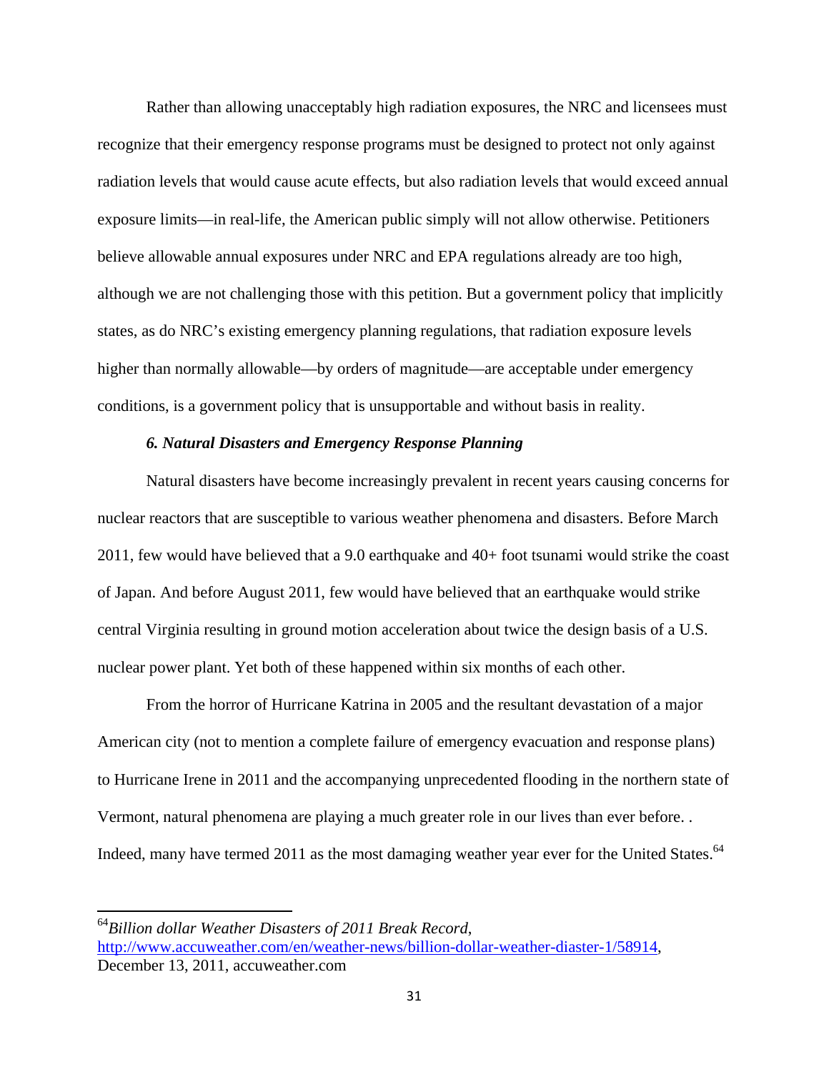Rather than allowing unacceptably high radiation exposures, the NRC and licensees must recognize that their emergency response programs must be designed to protect not only against radiation levels that would cause acute effects, but also radiation levels that would exceed annual exposure limits—in real-life, the American public simply will not allow otherwise. Petitioners believe allowable annual exposures under NRC and EPA regulations already are too high, although we are not challenging those with this petition. But a government policy that implicitly states, as do NRC's existing emergency planning regulations, that radiation exposure levels higher than normally allowable—by orders of magnitude—are acceptable under emergency conditions, is a government policy that is unsupportable and without basis in reality.

### *6. Natural Disasters and Emergency Response Planning*

Natural disasters have become increasingly prevalent in recent years causing concerns for nuclear reactors that are susceptible to various weather phenomena and disasters. Before March 2011, few would have believed that a 9.0 earthquake and 40+ foot tsunami would strike the coast of Japan. And before August 2011, few would have believed that an earthquake would strike central Virginia resulting in ground motion acceleration about twice the design basis of a U.S. nuclear power plant. Yet both of these happened within six months of each other.

From the horror of Hurricane Katrina in 2005 and the resultant devastation of a major American city (not to mention a complete failure of emergency evacuation and response plans) to Hurricane Irene in 2011 and the accompanying unprecedented flooding in the northern state of Vermont, natural phenomena are playing a much greater role in our lives than ever before. . Indeed, many have termed 2011 as the most damaging weather year ever for the United States.[64]

---

[64]*Billion dollar Weather Disasters of 2011 Break Record*, http://www.accuweather.com/en/weather-news/billion-dollar-weather-diaster-1/58914, December 13, 2011, accuweather.com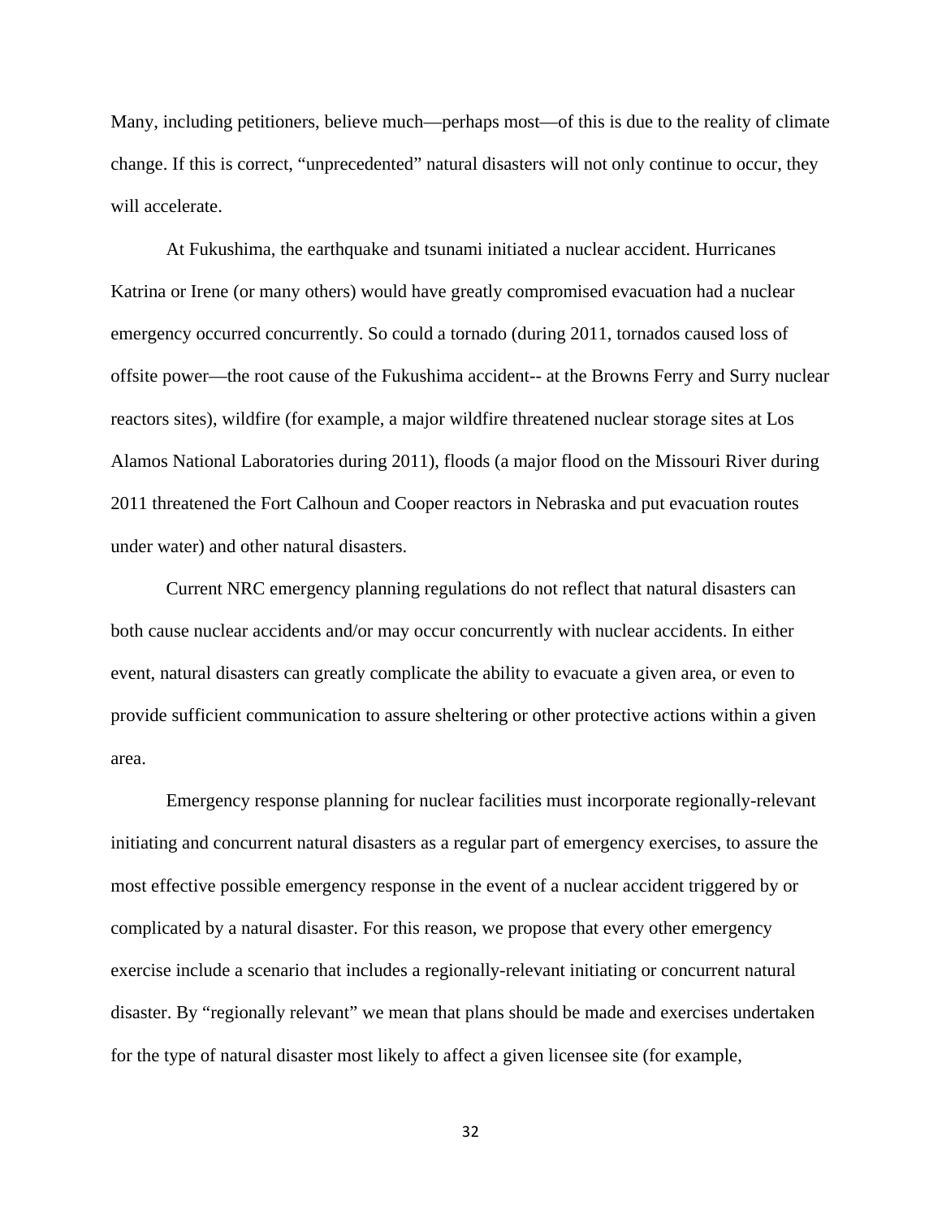Many, including petitioners, believe much—perhaps most—of this is due to the reality of climate change. If this is correct, "unprecedented" natural disasters will not only continue to occur, they will accelerate.

At Fukushima, the earthquake and tsunami initiated a nuclear accident. Hurricanes Katrina or Irene (or many others) would have greatly compromised evacuation had a nuclear emergency occurred concurrently. So could a tornado (during 2011, tornados caused loss of offsite power—the root cause of the Fukushima accident-- at the Browns Ferry and Surry nuclear reactors sites), wildfire (for example, a major wildfire threatened nuclear storage sites at Los Alamos National Laboratories during 2011), floods (a major flood on the Missouri River during 2011 threatened the Fort Calhoun and Cooper reactors in Nebraska and put evacuation routes under water) and other natural disasters.

Current NRC emergency planning regulations do not reflect that natural disasters can both cause nuclear accidents and/or may occur concurrently with nuclear accidents. In either event, natural disasters can greatly complicate the ability to evacuate a given area, or even to provide sufficient communication to assure sheltering or other protective actions within a given area.

Emergency response planning for nuclear facilities must incorporate regionally-relevant initiating and concurrent natural disasters as a regular part of emergency exercises, to assure the most effective possible emergency response in the event of a nuclear accident triggered by or complicated by a natural disaster. For this reason, we propose that every other emergency exercise include a scenario that includes a regionally-relevant initiating or concurrent natural disaster. By "regionally relevant" we mean that plans should be made and exercises undertaken for the type of natural disaster most likely to affect a given licensee site (for example,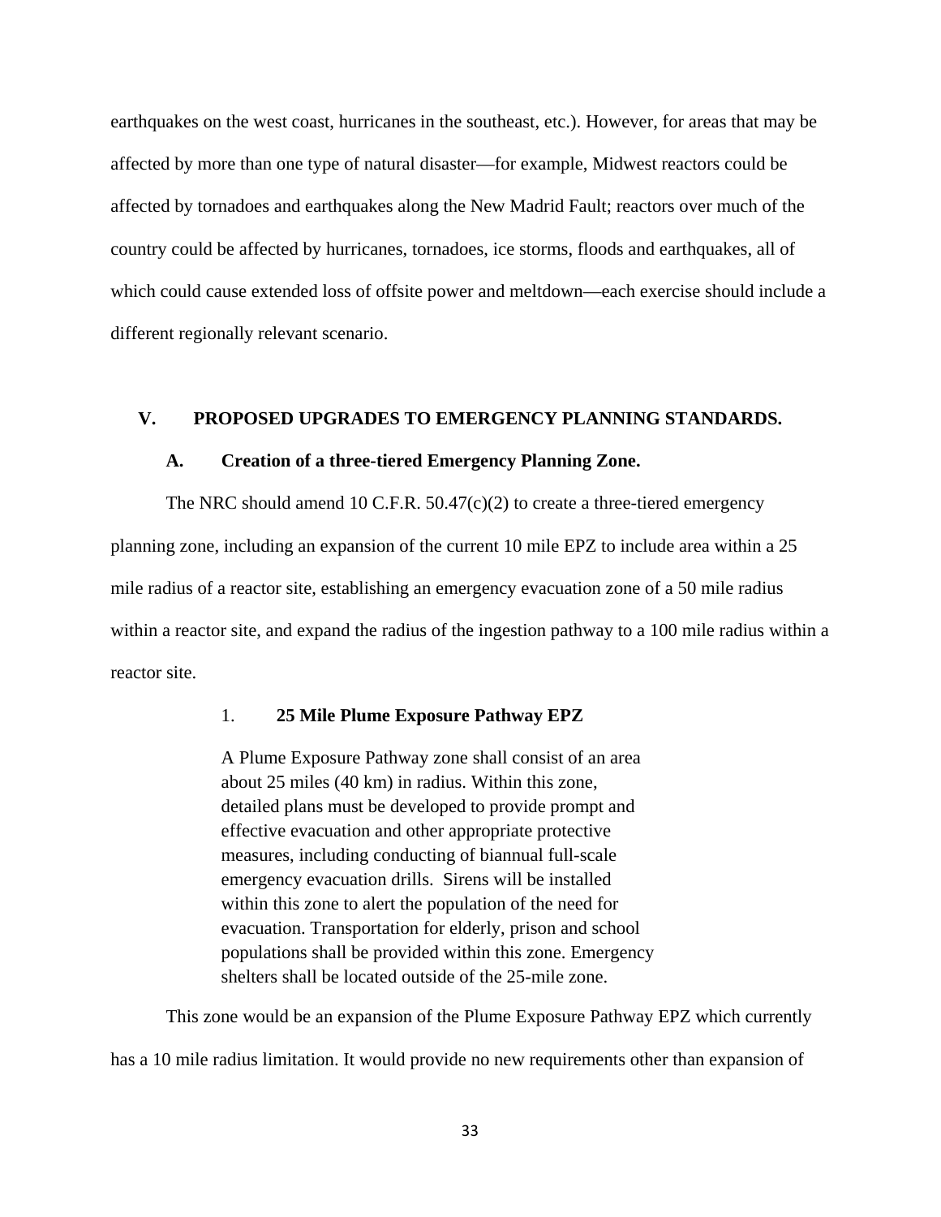earthquakes on the west coast, hurricanes in the southeast, etc.). However, for areas that may be affected by more than one type of natural disaster—for example, Midwest reactors could be affected by tornadoes and earthquakes along the New Madrid Fault; reactors over much of the country could be affected by hurricanes, tornadoes, ice storms, floods and earthquakes, all of which could cause extended loss of offsite power and meltdown—each exercise should include a different regionally relevant scenario.

## V. PROPOSED UPGRADES TO EMERGENCY PLANNING STANDARDS.

### A. Creation of a three-tiered Emergency Planning Zone.

The NRC should amend 10 C.F.R. 50.47(c)(2) to create a three-tiered emergency planning zone, including an expansion of the current 10 mile EPZ to include area within a 25 mile radius of a reactor site, establishing an emergency evacuation zone of a 50 mile radius within a reactor site, and expand the radius of the ingestion pathway to a 100 mile radius within a reactor site.

#### 1. 25 Mile Plume Exposure Pathway EPZ

> A Plume Exposure Pathway zone shall consist of an area about 25 miles (40 km) in radius. Within this zone, detailed plans must be developed to provide prompt and effective evacuation and other appropriate protective measures, including conducting of biannual full-scale emergency evacuation drills. Sirens will be installed within this zone to alert the population of the need for evacuation. Transportation for elderly, prison and school populations shall be provided within this zone. Emergency shelters shall be located outside of the 25-mile zone.

This zone would be an expansion of the Plume Exposure Pathway EPZ which currently has a 10 mile radius limitation. It would provide no new requirements other than expansion of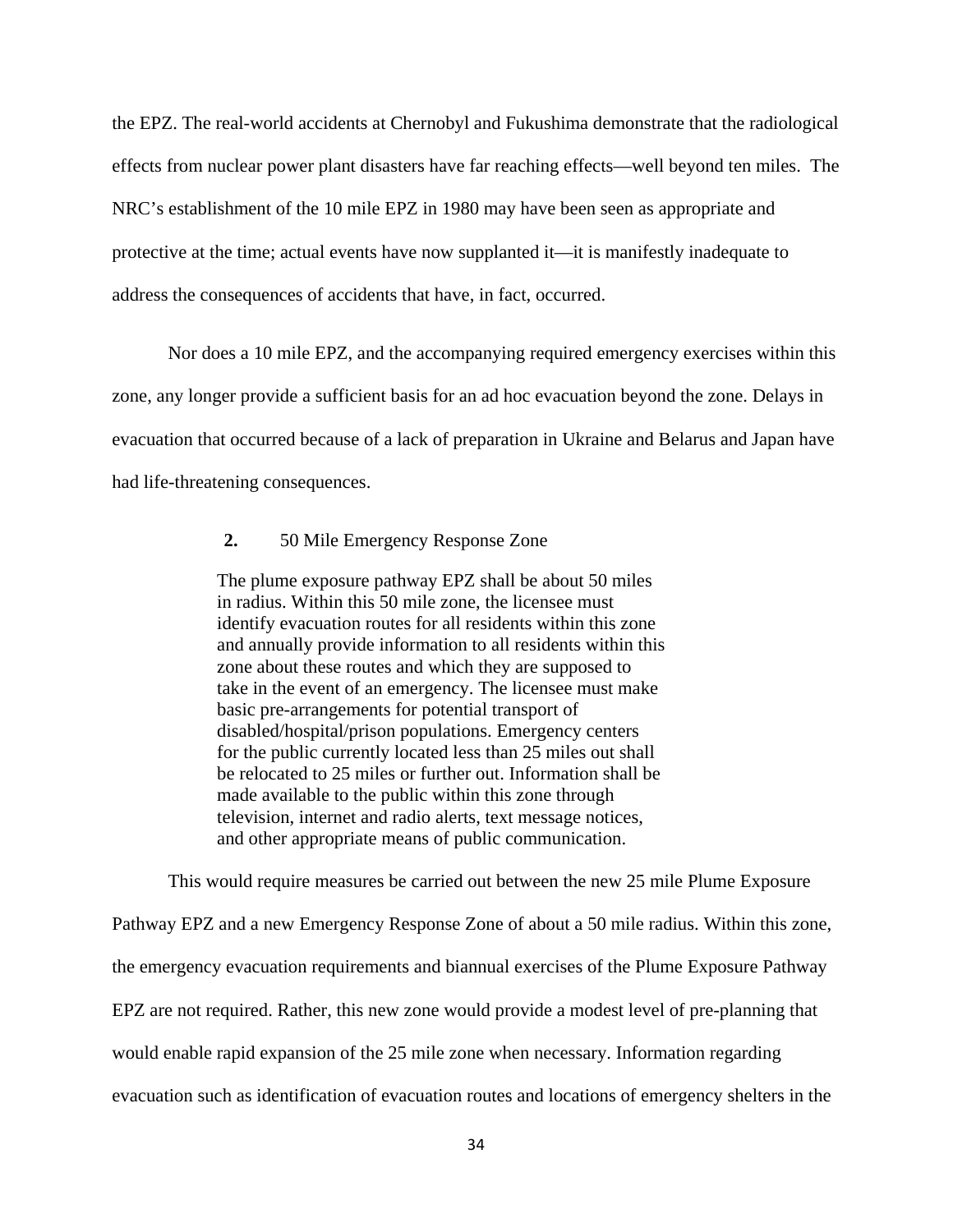the EPZ. The real-world accidents at Chernobyl and Fukushima demonstrate that the radiological effects from nuclear power plant disasters have far reaching effects—well beyond ten miles. The NRC's establishment of the 10 mile EPZ in 1980 may have been seen as appropriate and protective at the time; actual events have now supplanted it—it is manifestly inadequate to address the consequences of accidents that have, in fact, occurred.

Nor does a 10 mile EPZ, and the accompanying required emergency exercises within this zone, any longer provide a sufficient basis for an ad hoc evacuation beyond the zone. Delays in evacuation that occurred because of a lack of preparation in Ukraine and Belarus and Japan have had life-threatening consequences.

**2.** 50 Mile Emergency Response Zone

> The plume exposure pathway EPZ shall be about 50 miles in radius. Within this 50 mile zone, the licensee must identify evacuation routes for all residents within this zone and annually provide information to all residents within this zone about these routes and which they are supposed to take in the event of an emergency. The licensee must make basic pre-arrangements for potential transport of disabled/hospital/prison populations. Emergency centers for the public currently located less than 25 miles out shall be relocated to 25 miles or further out. Information shall be made available to the public within this zone through television, internet and radio alerts, text message notices, and other appropriate means of public communication.

This would require measures be carried out between the new 25 mile Plume Exposure Pathway EPZ and a new Emergency Response Zone of about a 50 mile radius. Within this zone, the emergency evacuation requirements and biannual exercises of the Plume Exposure Pathway EPZ are not required. Rather, this new zone would provide a modest level of pre-planning that would enable rapid expansion of the 25 mile zone when necessary. Information regarding evacuation such as identification of evacuation routes and locations of emergency shelters in the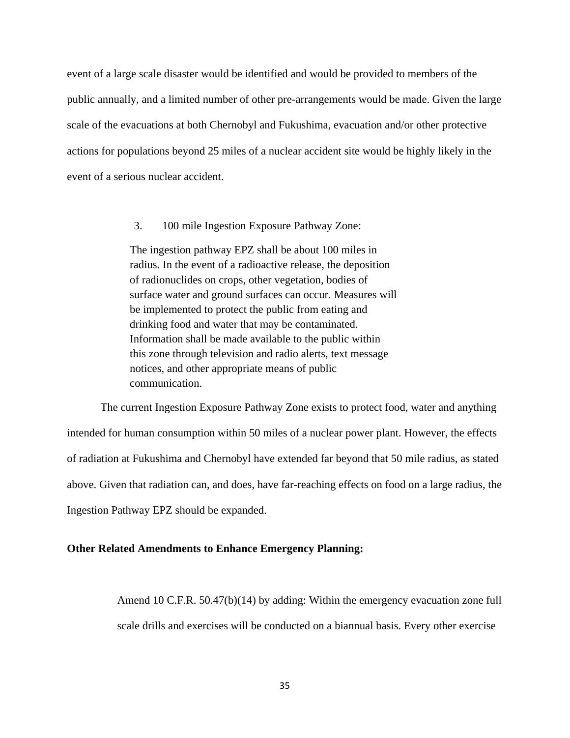event of a large scale disaster would be identified and would be provided to members of the public annually, and a limited number of other pre-arrangements would be made. Given the large scale of the evacuations at both Chernobyl and Fukushima, evacuation and/or other protective actions for populations beyond 25 miles of a nuclear accident site would be highly likely in the event of a serious nuclear accident.

3. 100 mile Ingestion Exposure Pathway Zone:

> The ingestion pathway EPZ shall be about 100 miles in radius. In the event of a radioactive release, the deposition of radionuclides on crops, other vegetation, bodies of surface water and ground surfaces can occur. Measures will be implemented to protect the public from eating and drinking food and water that may be contaminated. Information shall be made available to the public within this zone through television and radio alerts, text message notices, and other appropriate means of public communication.

The current Ingestion Exposure Pathway Zone exists to protect food, water and anything intended for human consumption within 50 miles of a nuclear power plant. However, the effects of radiation at Fukushima and Chernobyl have extended far beyond that 50 mile radius, as stated above. Given that radiation can, and does, have far-reaching effects on food on a large radius, the Ingestion Pathway EPZ should be expanded.

**Other Related Amendments to Enhance Emergency Planning:**

> Amend 10 C.F.R. 50.47(b)(14) by adding: Within the emergency evacuation zone full scale drills and exercises will be conducted on a biannual basis. Every other exercise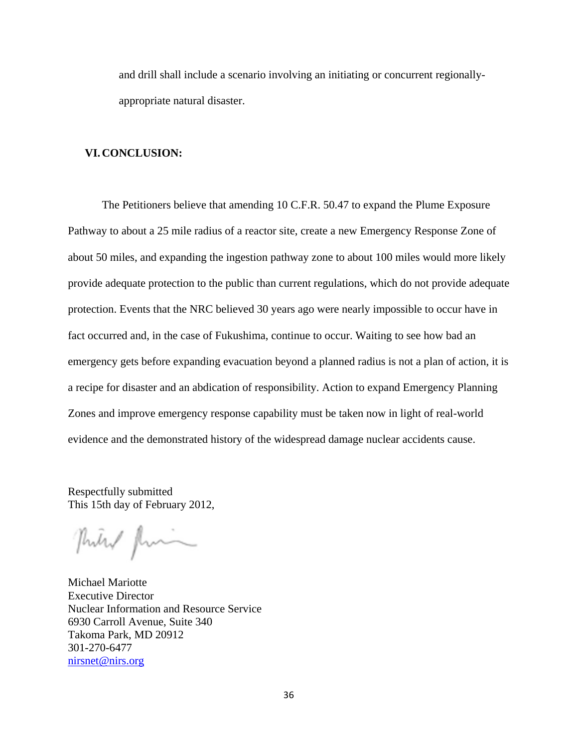and drill shall include a scenario involving an initiating or concurrent regionally-appropriate natural disaster.

## VI. CONCLUSION:

The Petitioners believe that amending 10 C.F.R. 50.47 to expand the Plume Exposure Pathway to about a 25 mile radius of a reactor site, create a new Emergency Response Zone of about 50 miles, and expanding the ingestion pathway zone to about 100 miles would more likely provide adequate protection to the public than current regulations, which do not provide adequate protection. Events that the NRC believed 30 years ago were nearly impossible to occur have in fact occurred and, in the case of Fukushima, continue to occur. Waiting to see how bad an emergency gets before expanding evacuation beyond a planned radius is not a plan of action, it is a recipe for disaster and an abdication of responsibility. Action to expand Emergency Planning Zones and improve emergency response capability must be taken now in light of real-world evidence and the demonstrated history of the widespread damage nuclear accidents cause.

Respectfully submitted  
This 15th day of February 2012,

Michael Mariotte  
Executive Director  
Nuclear Information and Resource Service  
6930 Carroll Avenue, Suite 340  
Takoma Park, MD 20912  
301-270-6477  
nirsnet@nirs.org